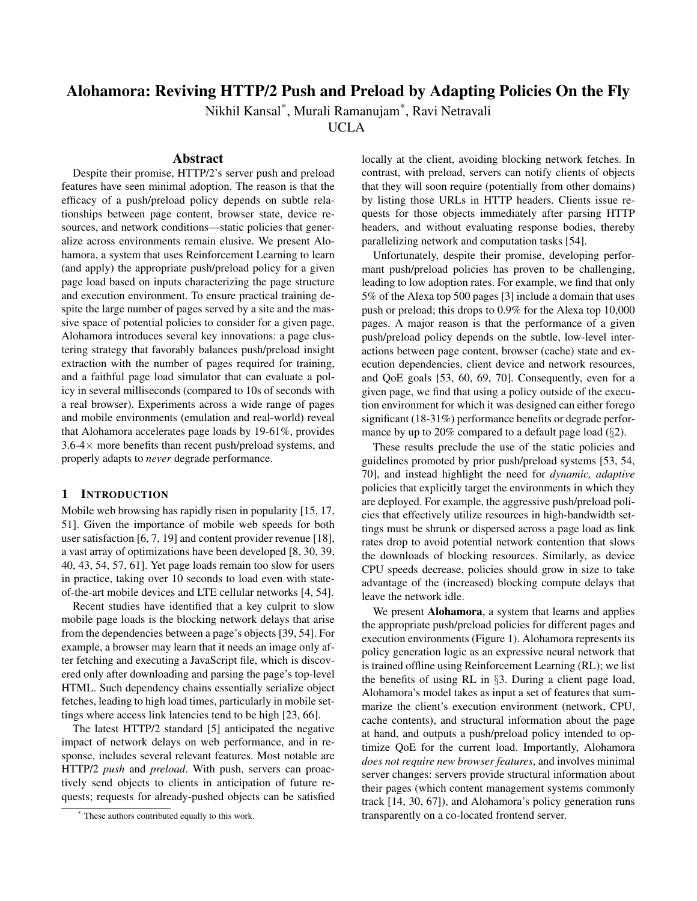# Alohamora: Reviving HTTP/2 Push and Preload by Adapting Policies On the Fly

Nikhil Kansal[*], Murali Ramanujam[*], Ravi Netravali

UCLA

## Abstract

Despite their promise, HTTP/2's server push and preload features have seen minimal adoption. The reason is that the efficacy of a push/preload policy depends on subtle relationships between page content, browser state, device resources, and network conditions—static policies that generalize across environments remain elusive. We present Alohamora, a system that uses Reinforcement Learning to learn (and apply) the appropriate push/preload policy for a given page load based on inputs characterizing the page structure and execution environment. To ensure practical training despite the large number of pages served by a site and the massive space of potential policies to consider for a given page, Alohamora introduces several key innovations: a page clustering strategy that favorably balances push/preload insight extraction with the number of pages required for training, and a faithful page load simulator that can evaluate a policy in several milliseconds (compared to 10s of seconds with a real browser). Experiments across a wide range of pages and mobile environments (emulation and real-world) reveal that Alohamora accelerates page loads by 19-61%, provides 3.6-4× more benefits than recent push/preload systems, and properly adapts to *never* degrade performance.

## 1 Introduction

Mobile web browsing has rapidly risen in popularity [15, 17, 51]. Given the importance of mobile web speeds for both user satisfaction [6, 7, 19] and content provider revenue [18], a vast array of optimizations have been developed [8, 30, 39, 40, 43, 54, 57, 61]. Yet page loads remain too slow for users in practice, taking over 10 seconds to load even with state-of-the-art mobile devices and LTE cellular networks [4, 54].

Recent studies have identified that a key culprit to slow mobile page loads is the blocking network delays that arise from the dependencies between a page's objects [39, 54]. For example, a browser may learn that it needs an image only after fetching and executing a JavaScript file, which is discovered only after downloading and parsing the page's top-level HTML. Such dependency chains essentially serialize object fetches, leading to high load times, particularly in mobile settings where access link latencies tend to be high [23, 66].

The latest HTTP/2 standard [5] anticipated the negative impact of network delays on web performance, and in response, includes several relevant features. Most notable are HTTP/2 *push* and *preload*. With push, servers can proactively send objects to clients in anticipation of future requests; requests for already-pushed objects can be satisfied locally at the client, avoiding blocking network fetches. In contrast, with preload, servers can notify clients of objects that they will soon require (potentially from other domains) by listing those URLs in HTTP headers. Clients issue requests for those objects immediately after parsing HTTP headers, and without evaluating response bodies, thereby parallelizing network and computation tasks [54].

Unfortunately, despite their promise, developing performant push/preload policies has proven to be challenging, leading to low adoption rates. For example, we find that only 5% of the Alexa top 500 pages [3] include a domain that uses push or preload; this drops to 0.9% for the Alexa top 10,000 pages. A major reason is that the performance of a given push/preload policy depends on the subtle, low-level interactions between page content, browser (cache) state and execution dependencies, client device and network resources, and QoE goals [53, 60, 69, 70]. Consequently, even for a given page, we find that using a policy outside of the execution environment for which it was designed can either forego significant (18-31%) performance benefits or degrade performance by up to 20% compared to a default page load (§2).

These results preclude the use of the static policies and guidelines promoted by prior push/preload systems [53, 54, 70], and instead highlight the need for *dynamic, adaptive* policies that explicitly target the environments in which they are deployed. For example, the aggressive push/preload policies that effectively utilize resources in high-bandwidth settings must be shrunk or dispersed across a page load as link rates drop to avoid potential network contention that slows the downloads of blocking resources. Similarly, as device CPU speeds decrease, policies should grow in size to take advantage of the (increased) blocking compute delays that leave the network idle.

We present **Alohamora**, a system that learns and applies the appropriate push/preload policies for different pages and execution environments (Figure 1). Alohamora represents its policy generation logic as an expressive neural network that is trained offline using Reinforcement Learning (RL); we list the benefits of using RL in §3. During a client page load, Alohamora's model takes as input a set of features that summarize the client's execution environment (network, CPU, cache contents), and structural information about the page at hand, and outputs a push/preload policy intended to optimize QoE for the current load. Importantly, Alohamora *does not require new browser features*, and involves minimal server changes: servers provide structural information about their pages (which content management systems commonly track [14, 30, 67]), and Alohamora's policy generation runs transparently on a co-located frontend server.

[*] These authors contributed equally to this work.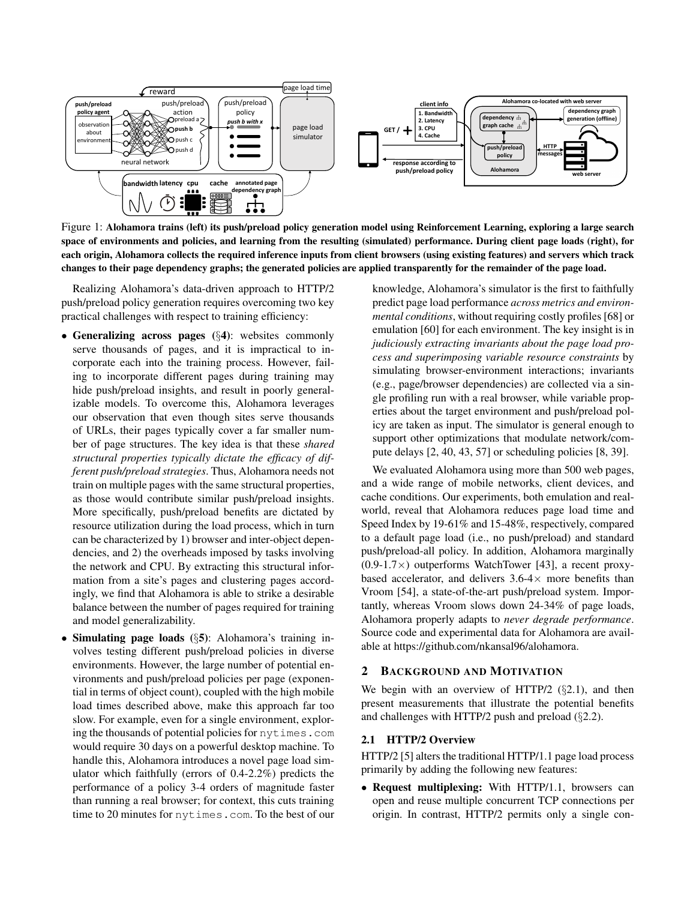Figure 1: **Alohamora trains (left) its push/preload policy generation model using Reinforcement Learning, exploring a large search space of environments and policies, and learning from the resulting (simulated) performance. During client page loads (right), for each origin, Alohamora collects the required inference inputs from client browsers (using existing features) and servers which track changes to their page dependency graphs; the generated policies are applied transparently for the remainder of the page load.**

Realizing Alohamora's data-driven approach to HTTP/2 push/preload policy generation requires overcoming two key practical challenges with respect to training efficiency:

- **Generalizing across pages** (§**4**): websites commonly serve thousands of pages, and it is impractical to incorporate each into the training process. However, failing to incorporate different pages during training may hide push/preload insights, and result in poorly generalizable models. To overcome this, Alohamora leverages our observation that even though sites serve thousands of URLs, their pages typically cover a far smaller number of page structures. The key idea is that these *shared structural properties typically dictate the efficacy of different push/preload strategies*. Thus, Alohamora needs not train on multiple pages with the same structural properties, as those would contribute similar push/preload insights. More specifically, push/preload benefits are dictated by resource utilization during the load process, which in turn can be characterized by 1) browser and inter-object dependencies, and 2) the overheads imposed by tasks involving the network and CPU. By extracting this structural information from a site's pages and clustering pages accordingly, we find that Alohamora is able to strike a desirable balance between the number of pages required for training and model generalizability.
- **Simulating page loads** (§**5**): Alohamora's training involves testing different push/preload policies in diverse environments. However, the large number of potential environments and push/preload policies per page (exponential in terms of object count), coupled with the high mobile load times described above, make this approach far too slow. For example, even for a single environment, exploring the thousands of potential policies for `nytimes.com` would require 30 days on a powerful desktop machine. To handle this, Alohamora introduces a novel page load simulator which faithfully (errors of 0.4-2.2%) predicts the performance of a policy 3-4 orders of magnitude faster than running a real browser; for context, this cuts training time to 20 minutes for `nytimes.com`. To the best of our knowledge, Alohamora's simulator is the first to faithfully predict page load performance *across metrics and environmental conditions*, without requiring costly profiles [68] or emulation [60] for each environment. The key insight is in *judiciously extracting invariants about the page load process and superimposing variable resource constraints* by simulating browser-environment interactions; invariants (e.g., page/browser dependencies) are collected via a single profiling run with a real browser, while variable properties about the target environment and push/preload policy are taken as input. The simulator is general enough to support other optimizations that modulate network/compute delays [2, 40, 43, 57] or scheduling policies [8, 39].

We evaluated Alohamora using more than 500 web pages, and a wide range of mobile networks, client devices, and cache conditions. Our experiments, both emulation and real-world, reveal that Alohamora reduces page load time and Speed Index by 19-61% and 15-48%, respectively, compared to a default page load (i.e., no push/preload) and standard push/preload-all policy. In addition, Alohamora marginally (0.9-1.7×) outperforms WatchTower [43], a recent proxy-based accelerator, and delivers 3.6-4× more benefits than Vroom [54], a state-of-the-art push/preload system. Importantly, whereas Vroom slows down 24-34% of page loads, Alohamora properly adapts to *never degrade performance*. Source code and experimental data for Alohamora are available at https://github.com/nkansal96/alohamora.

## 2 Background and Motivation

We begin with an overview of HTTP/2 (§2.1), and then present measurements that illustrate the potential benefits and challenges with HTTP/2 push and preload (§2.2).

### 2.1 HTTP/2 Overview

HTTP/2 [5] alters the traditional HTTP/1.1 page load process primarily by adding the following new features:

- **Request multiplexing:** With HTTP/1.1, browsers can open and reuse multiple concurrent TCP connections per origin. In contrast, HTTP/2 permits only a single con-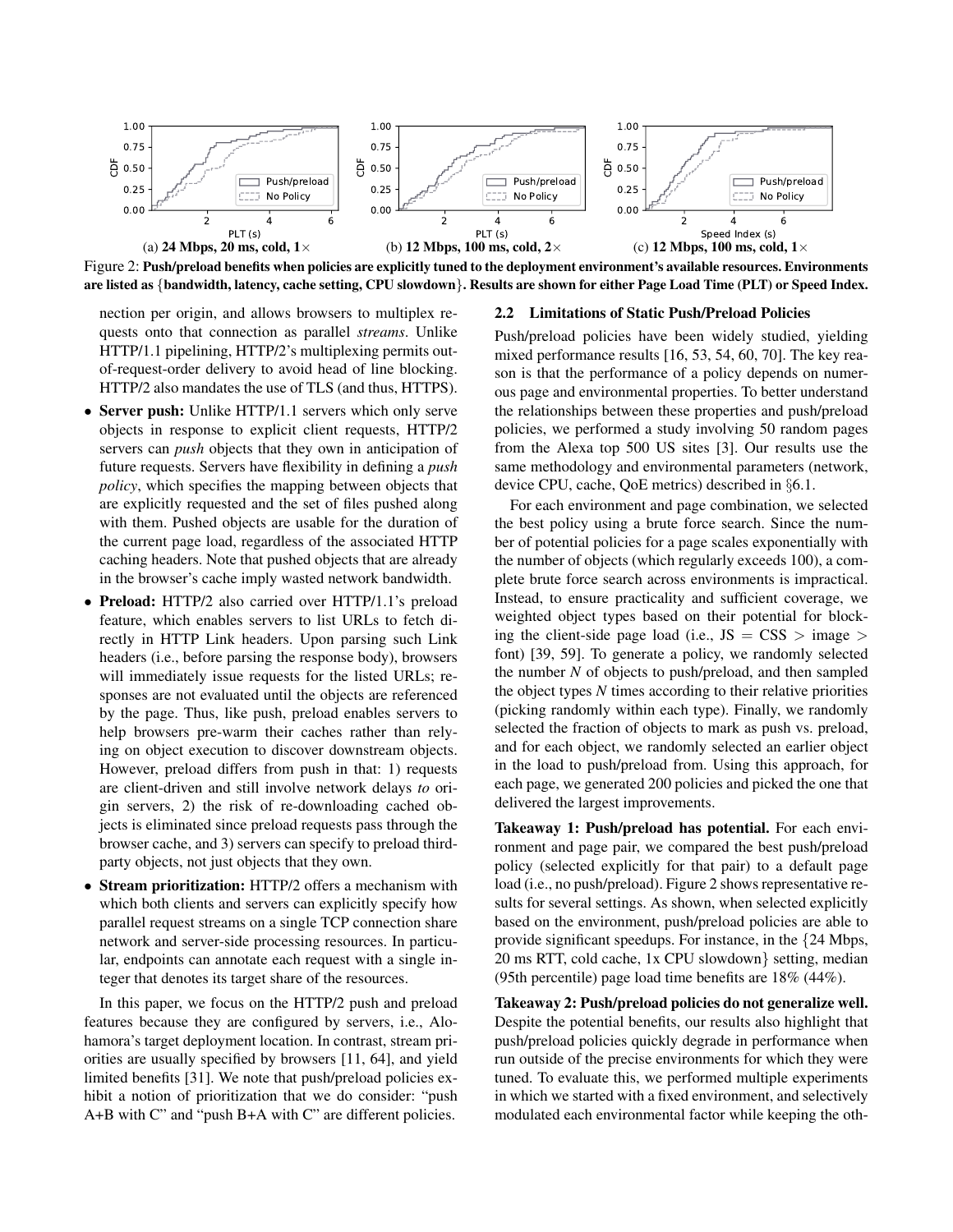Figure 2: **Push/preload benefits when policies are explicitly tuned to the deployment environment's available resources. Environments are listed as {bandwidth, latency, cache setting, CPU slowdown}. Results are shown for either Page Load Time (PLT) or Speed Index.**

(a) **24 Mbps, 20 ms, cold, 1×** (b) **12 Mbps, 100 ms, cold, 2×** (c) **12 Mbps, 100 ms, cold, 1×**

nection per origin, and allows browsers to multiplex requests onto that connection as parallel *streams*. Unlike HTTP/1.1 pipelining, HTTP/2's multiplexing permits out-of-request-order delivery to avoid head of line blocking. HTTP/2 also mandates the use of TLS (and thus, HTTPS).

- **Server push:** Unlike HTTP/1.1 servers which only serve objects in response to explicit client requests, HTTP/2 servers can *push* objects that they own in anticipation of future requests. Servers have flexibility in defining a *push policy*, which specifies the mapping between objects that are explicitly requested and the set of files pushed along with them. Pushed objects are usable for the duration of the current page load, regardless of the associated HTTP caching headers. Note that pushed objects that are already in the browser's cache imply wasted network bandwidth.
- **Preload:** HTTP/2 also carried over HTTP/1.1's preload feature, which enables servers to list URLs to fetch directly in HTTP Link headers. Upon parsing such Link headers (i.e., before parsing the response body), browsers will immediately issue requests for the listed URLs; responses are not evaluated until the objects are referenced by the page. Thus, like push, preload enables servers to help browsers pre-warm their caches rather than relying on object execution to discover downstream objects. However, preload differs from push in that: 1) requests are client-driven and still involve network delays *to* origin servers, 2) the risk of re-downloading cached objects is eliminated since preload requests pass through the browser cache, and 3) servers can specify to preload third-party objects, not just objects that they own.
- **Stream prioritization:** HTTP/2 offers a mechanism with which both clients and servers can explicitly specify how parallel request streams on a single TCP connection share network and server-side processing resources. In particular, endpoints can annotate each request with a single integer that denotes its target share of the resources.

In this paper, we focus on the HTTP/2 push and preload features because they are configured by servers, i.e., Alohamora's target deployment location. In contrast, stream priorities are usually specified by browsers [11, 64], and yield limited benefits [31]. We note that push/preload policies exhibit a notion of prioritization that we do consider: "push A+B with C" and "push B+A with C" are different policies.

## 2.2 Limitations of Static Push/Preload Policies

Push/preload policies have been widely studied, yielding mixed performance results [16, 53, 54, 60, 70]. The key reason is that the performance of a policy depends on numerous page and environmental properties. To better understand the relationships between these properties and push/preload policies, we performed a study involving 50 random pages from the Alexa top 500 US sites [3]. Our results use the same methodology and environmental parameters (network, device CPU, cache, QoE metrics) described in §6.1.

For each environment and page combination, we selected the best policy using a brute force search. Since the number of potential policies for a page scales exponentially with the number of objects (which regularly exceeds 100), a complete brute force search across environments is impractical. Instead, to ensure practicality and sufficient coverage, we weighted object types based on their potential for blocking the client-side page load (i.e., JS = CSS > image > font) [39, 59]. To generate a policy, we randomly selected the number *N* of objects to push/preload, and then sampled the object types *N* times according to their relative priorities (picking randomly within each type). Finally, we randomly selected the fraction of objects to mark as push vs. preload, and for each object, we randomly selected an earlier object in the load to push/preload from. Using this approach, for each page, we generated 200 policies and picked the one that delivered the largest improvements.

**Takeaway 1: Push/preload has potential.** For each environment and page pair, we compared the best push/preload policy (selected explicitly for that pair) to a default page load (i.e., no push/preload). Figure 2 shows representative results for several settings. As shown, when selected explicitly based on the environment, push/preload policies are able to provide significant speedups. For instance, in the {24 Mbps, 20 ms RTT, cold cache, 1x CPU slowdown} setting, median (95th percentile) page load time benefits are 18% (44%).

**Takeaway 2: Push/preload policies do not generalize well.** Despite the potential benefits, our results also highlight that push/preload policies quickly degrade in performance when run outside of the precise environments for which they were tuned. To evaluate this, we performed multiple experiments in which we started with a fixed environment, and selectively modulated each environmental factor while keeping the oth-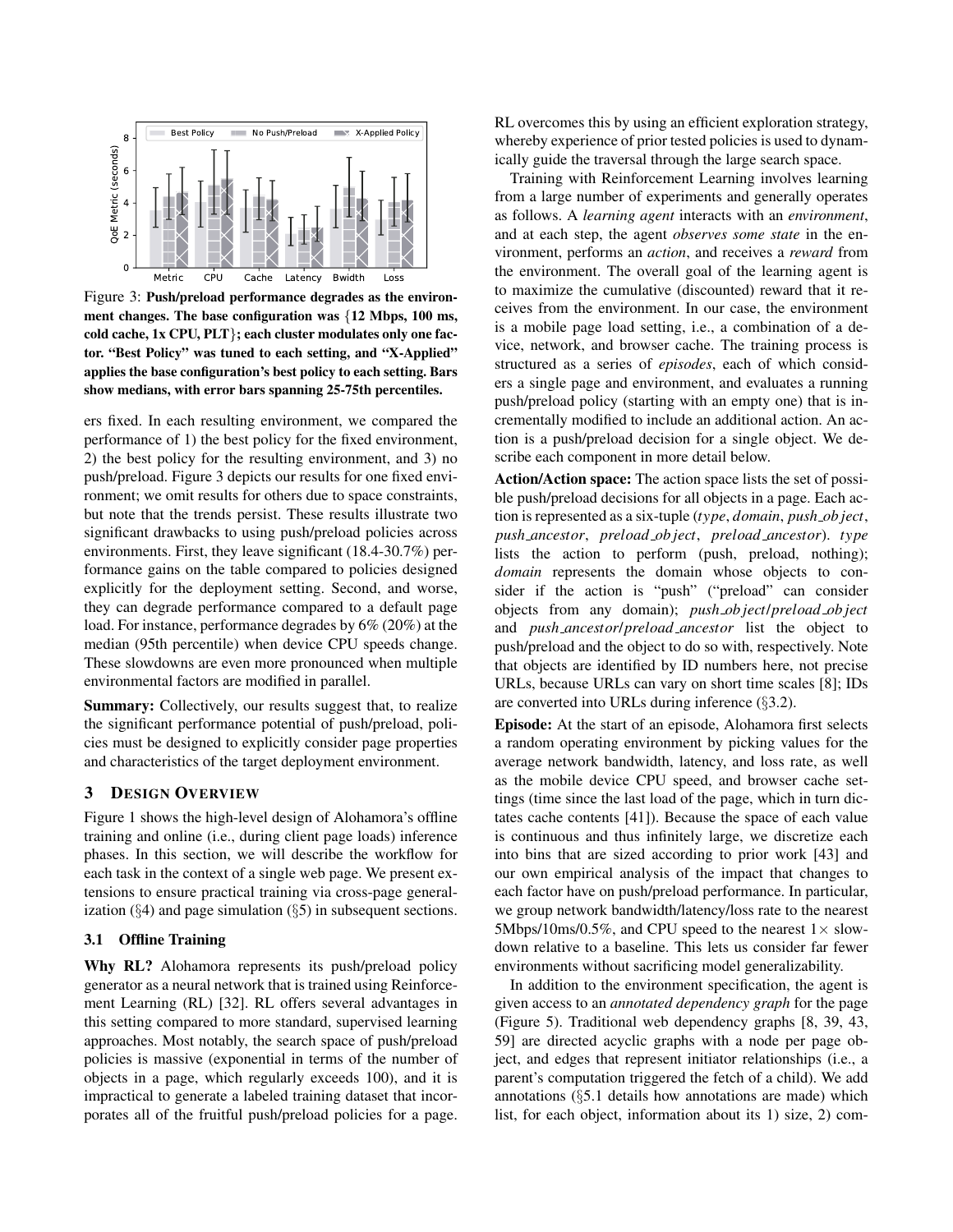Figure 3: **Push/preload performance degrades as the environment changes. The base configuration was {12 Mbps, 100 ms, cold cache, 1x CPU, PLT}; each cluster modulates only one factor. "Best Policy" was tuned to each setting, and "X-Applied" applies the base configuration's best policy to each setting. Bars show medians, with error bars spanning 25-75th percentiles.**

ers fixed. In each resulting environment, we compared the performance of 1) the best policy for the fixed environment, 2) the best policy for the resulting environment, and 3) no push/preload. Figure 3 depicts our results for one fixed environment; we omit results for others due to space constraints, but note that the trends persist. These results illustrate two significant drawbacks to using push/preload policies across environments. First, they leave significant (18.4-30.7%) performance gains on the table compared to policies designed explicitly for the deployment setting. Second, and worse, they can degrade performance compared to a default page load. For instance, performance degrades by 6% (20%) at the median (95th percentile) when device CPU speeds change. These slowdowns are even more pronounced when multiple environmental factors are modified in parallel.

**Summary:** Collectively, our results suggest that, to realize the significant performance potential of push/preload, policies must be designed to explicitly consider page properties and characteristics of the target deployment environment.

## 3 Design Overview

Figure 1 shows the high-level design of Alohamora's offline training and online (i.e., during client page loads) inference phases. In this section, we will describe the workflow for each task in the context of a single web page. We present extensions to ensure practical training via cross-page generalization (§4) and page simulation (§5) in subsequent sections.

### 3.1 Offline Training

**Why RL?** Alohamora represents its push/preload policy generator as a neural network that is trained using Reinforcement Learning (RL) [32]. RL offers several advantages in this setting compared to more standard, supervised learning approaches. Most notably, the search space of push/preload policies is massive (exponential in terms of the number of objects in a page, which regularly exceeds 100), and it is impractical to generate a labeled training dataset that incorporates all of the fruitful push/preload policies for a page. RL overcomes this by using an efficient exploration strategy, whereby experience of prior tested policies is used to dynamically guide the traversal through the large search space.

Training with Reinforcement Learning involves learning from a large number of experiments and generally operates as follows. A *learning agent* interacts with an *environment*, and at each step, the agent *observes some state* in the environment, performs an *action*, and receives a *reward* from the environment. The overall goal of the learning agent is to maximize the cumulative (discounted) reward that it receives from the environment. In our case, the environment is a mobile page load setting, i.e., a combination of a device, network, and browser cache. The training process is structured as a series of *episodes*, each of which considers a single page and environment, and evaluates a running push/preload policy (starting with an empty one) that is incrementally modified to include an additional action. An action is a push/preload decision for a single object. We describe each component in more detail below.

**Action/Action space:** The action space lists the set of possible push/preload decisions for all objects in a page. Each action is represented as a six-tuple (*type*, *domain*, *push_object*, *push_ancestor*, *preload_object*, *preload_ancestor*). *type* lists the action to perform (push, preload, nothing); *domain* represents the domain whose objects to consider if the action is "push" ("preload" can consider objects from any domain); *push_object*/*preload_object* and *push_ancestor*/*preload_ancestor* list the object to push/preload and the object to do so with, respectively. Note that objects are identified by ID numbers here, not precise URLs, because URLs can vary on short time scales [8]; IDs are converted into URLs during inference (§3.2).

**Episode:** At the start of an episode, Alohamora first selects a random operating environment by picking values for the average network bandwidth, latency, and loss rate, as well as the mobile device CPU speed, and browser cache settings (time since the last load of the page, which in turn dictates cache contents [41]). Because the space of each value is continuous and thus infinitely large, we discretize each into bins that are sized according to prior work [43] and our own empirical analysis of the impact that changes to each factor have on push/preload performance. In particular, we group network bandwidth/latency/loss rate to the nearest 5Mbps/10ms/0.5%, and CPU speed to the nearest 1× slowdown relative to a baseline. This lets us consider far fewer environments without sacrificing model generalizability.

In addition to the environment specification, the agent is given access to an *annotated dependency graph* for the page (Figure 5). Traditional web dependency graphs [8, 39, 43, 59] are directed acyclic graphs with a node per page object, and edges that represent initiator relationships (i.e., a parent's computation triggered the fetch of a child). We add annotations (§5.1 details how annotations are made) which list, for each object, information about its 1) size, 2) com-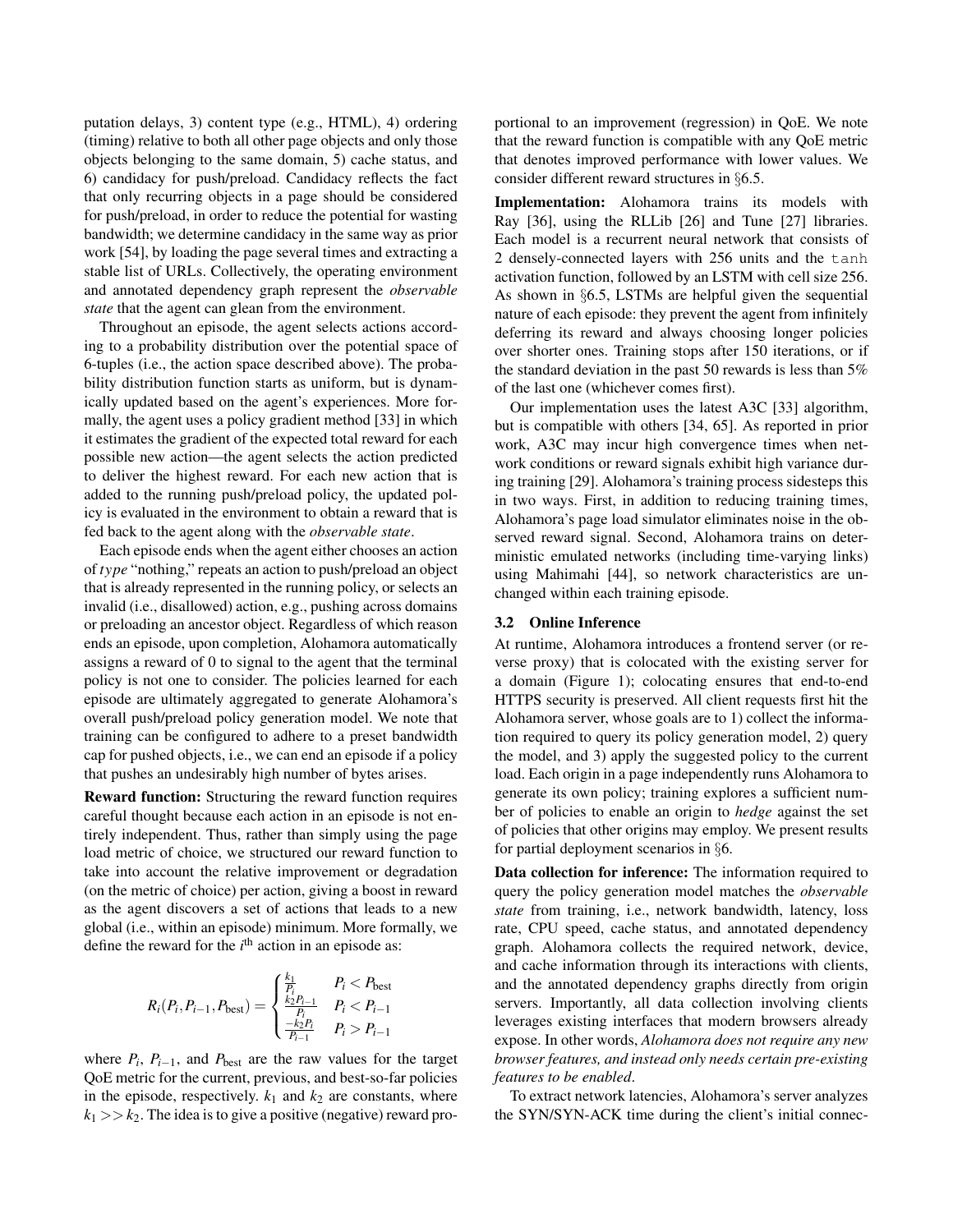putation delays, 3) content type (e.g., HTML), 4) ordering (timing) relative to both all other page objects and only those objects belonging to the same domain, 5) cache status, and 6) candidacy for push/preload. Candidacy reflects the fact that only recurring objects in a page should be considered for push/preload, in order to reduce the potential for wasting bandwidth; we determine candidacy in the same way as prior work [54], by loading the page several times and extracting a stable list of URLs. Collectively, the operating environment and annotated dependency graph represent the *observable state* that the agent can glean from the environment.

Throughout an episode, the agent selects actions according to a probability distribution over the potential space of 6-tuples (i.e., the action space described above). The probability distribution function starts as uniform, but is dynamically updated based on the agent's experiences. More formally, the agent uses a policy gradient method [33] in which it estimates the gradient of the expected total reward for each possible new action—the agent selects the action predicted to deliver the highest reward. For each new action that is added to the running push/preload policy, the updated policy is evaluated in the environment to obtain a reward that is fed back to the agent along with the *observable state*.

Each episode ends when the agent either chooses an action of *type* "nothing," repeats an action to push/preload an object that is already represented in the running policy, or selects an invalid (i.e., disallowed) action, e.g., pushing across domains or preloading an ancestor object. Regardless of which reason ends an episode, upon completion, Alohamora automatically assigns a reward of 0 to signal to the agent that the terminal policy is not one to consider. The policies learned for each episode are ultimately aggregated to generate Alohamora's overall push/preload policy generation model. We note that training can be configured to adhere to a preset bandwidth cap for pushed objects, i.e., we can end an episode if a policy that pushes an undesirably high number of bytes arises.

**Reward function:** Structuring the reward function requires careful thought because each action in an episode is not entirely independent. Thus, rather than simply using the page load metric of choice, we structured our reward function to take into account the relative improvement or degradation (on the metric of choice) per action, giving a boost in reward as the agent discovers a set of actions that leads to a new global (i.e., within an episode) minimum. More formally, we define the reward for the $i^{\text{th}}$ action in an episode as:

$$R_i(P_i, P_{i-1}, P_{\text{best}}) = \begin{cases} \frac{k_1}{P_i} & P_i < P_{\text{best}} \\ \frac{k_2 P_{i-1}}{P_i} & P_i < P_{i-1} \\ \frac{-k_2 P_i}{P_{i-1}} & P_i > P_{i-1} \end{cases}$$

where $P_i$, $P_{i-1}$, and $P_{\text{best}}$ are the raw values for the target QoE metric for the current, previous, and best-so-far policies in the episode, respectively. $k_1$ and $k_2$ are constants, where $k_1 >> k_2$. The idea is to give a positive (negative) reward proportional to an improvement (regression) in QoE. We note that the reward function is compatible with any QoE metric that denotes improved performance with lower values. We consider different reward structures in §6.5.

**Implementation:** Alohamora trains its models with Ray [36], using the RLLib [26] and Tune [27] libraries. Each model is a recurrent neural network that consists of 2 densely-connected layers with 256 units and the `tanh` activation function, followed by an LSTM with cell size 256. As shown in §6.5, LSTMs are helpful given the sequential nature of each episode: they prevent the agent from infinitely deferring its reward and always choosing longer policies over shorter ones. Training stops after 150 iterations, or if the standard deviation in the past 50 rewards is less than 5% of the last one (whichever comes first).

Our implementation uses the latest A3C [33] algorithm, but is compatible with others [34, 65]. As reported in prior work, A3C may incur high convergence times when network conditions or reward signals exhibit high variance during training [29]. Alohamora's training process sidesteps this in two ways. First, in addition to reducing training times, Alohamora's page load simulator eliminates noise in the observed reward signal. Second, Alohamora trains on deterministic emulated networks (including time-varying links) using Mahimahi [44], so network characteristics are unchanged within each training episode.

### 3.2 Online Inference

At runtime, Alohamora introduces a frontend server (or reverse proxy) that is colocated with the existing server for a domain (Figure 1); colocating ensures that end-to-end HTTPS security is preserved. All client requests first hit the Alohamora server, whose goals are to 1) collect the information required to query its policy generation model, 2) query the model, and 3) apply the suggested policy to the current load. Each origin in a page independently runs Alohamora to generate its own policy; training explores a sufficient number of policies to enable an origin to *hedge* against the set of policies that other origins may employ. We present results for partial deployment scenarios in §6.

**Data collection for inference:** The information required to query the policy generation model matches the *observable state* from training, i.e., network bandwidth, latency, loss rate, CPU speed, cache status, and annotated dependency graph. Alohamora collects the required network, device, and cache information through its interactions with clients, and the annotated dependency graphs directly from origin servers. Importantly, all data collection involving clients leverages existing interfaces that modern browsers already expose. In other words, *Alohamora does not require any new browser features, and instead only needs certain pre-existing features to be enabled*.

To extract network latencies, Alohamora's server analyzes the SYN/SYN-ACK time during the client's initial connec-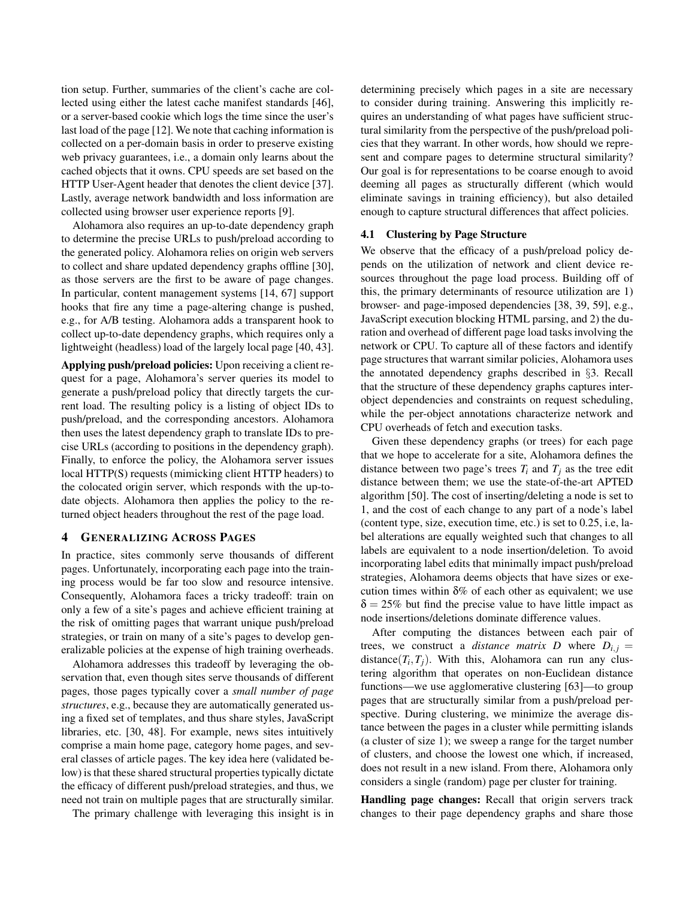tion setup. Further, summaries of the client's cache are collected using either the latest cache manifest standards [46], or a server-based cookie which logs the time since the user's last load of the page [12]. We note that caching information is collected on a per-domain basis in order to preserve existing web privacy guarantees, i.e., a domain only learns about the cached objects that it owns. CPU speeds are set based on the HTTP User-Agent header that denotes the client device [37]. Lastly, average network bandwidth and loss information are collected using browser user experience reports [9].

Alohamora also requires an up-to-date dependency graph to determine the precise URLs to push/preload according to the generated policy. Alohamora relies on origin web servers to collect and share updated dependency graphs offline [30], as those servers are the first to be aware of page changes. In particular, content management systems [14, 67] support hooks that fire any time a page-altering change is pushed, e.g., for A/B testing. Alohamora adds a transparent hook to collect up-to-date dependency graphs, which requires only a lightweight (headless) load of the largely local page [40, 43].

**Applying push/preload policies:** Upon receiving a client request for a page, Alohamora's server queries its model to generate a push/preload policy that directly targets the current load. The resulting policy is a listing of object IDs to push/preload, and the corresponding ancestors. Alohamora then uses the latest dependency graph to translate IDs to precise URLs (according to positions in the dependency graph). Finally, to enforce the policy, the Alohamora server issues local HTTP(S) requests (mimicking client HTTP headers) to the colocated origin server, which responds with the up-to-date objects. Alohamora then applies the policy to the returned object headers throughout the rest of the page load.

## 4 Generalizing Across Pages

In practice, sites commonly serve thousands of different pages. Unfortunately, incorporating each page into the training process would be far too slow and resource intensive. Consequently, Alohamora faces a tricky tradeoff: train on only a few of a site's pages and achieve efficient training at the risk of omitting pages that warrant unique push/preload strategies, or train on many of a site's pages to develop generalizable policies at the expense of high training overheads.

Alohamora addresses this tradeoff by leveraging the observation that, even though sites serve thousands of different pages, those pages typically cover a *small number of page structures*, e.g., because they are automatically generated using a fixed set of templates, and thus share styles, JavaScript libraries, etc. [30, 48]. For example, news sites intuitively comprise a main home page, category home pages, and several classes of article pages. The key idea here (validated below) is that these shared structural properties typically dictate the efficacy of different push/preload strategies, and thus, we need not train on multiple pages that are structurally similar.

The primary challenge with leveraging this insight is in determining precisely which pages in a site are necessary to consider during training. Answering this implicitly requires an understanding of what pages have sufficient structural similarity from the perspective of the push/preload policies that they warrant. In other words, how should we represent and compare pages to determine structural similarity? Our goal is for representations to be coarse enough to avoid deeming all pages as structurally different (which would eliminate savings in training efficiency), but also detailed enough to capture structural differences that affect policies.

### 4.1 Clustering by Page Structure

We observe that the efficacy of a push/preload policy depends on the utilization of network and client device resources throughout the page load process. Building off of this, the primary determinants of resource utilization are 1) browser- and page-imposed dependencies [38, 39, 59], e.g., JavaScript execution blocking HTML parsing, and 2) the duration and overhead of different page load tasks involving the network or CPU. To capture all of these factors and identify page structures that warrant similar policies, Alohamora uses the annotated dependency graphs described in §3. Recall that the structure of these dependency graphs captures inter-object dependencies and constraints on request scheduling, while the per-object annotations characterize network and CPU overheads of fetch and execution tasks.

Given these dependency graphs (or trees) for each page that we hope to accelerate for a site, Alohamora defines the distance between two page's trees $T_i$ and $T_j$ as the tree edit distance between them; we use the state-of-the-art APTED algorithm [50]. The cost of inserting/deleting a node is set to 1, and the cost of each change to any part of a node's label (content type, size, execution time, etc.) is set to 0.25, i.e, label alterations are equally weighted such that changes to all labels are equivalent to a node insertion/deletion. To avoid incorporating label edits that minimally impact push/preload strategies, Alohamora deems objects that have sizes or execution times within $\delta$% of each other as equivalent; we use $\delta = 25\%$ but find the precise value to have little impact as node insertions/deletions dominate difference values.

After computing the distances between each pair of trees, we construct a *distance matrix* $D$ where $D_{i,j} = \text{distance}(T_i, T_j)$. With this, Alohamora can run any clustering algorithm that operates on non-Euclidean distance functions—we use agglomerative clustering [63]—to group pages that are structurally similar from a push/preload perspective. During clustering, we minimize the average distance between the pages in a cluster while permitting islands (a cluster of size 1); we sweep a range for the target number of clusters, and choose the lowest one which, if increased, does not result in a new island. From there, Alohamora only considers a single (random) page per cluster for training.

**Handling page changes:** Recall that origin servers track changes to their page dependency graphs and share those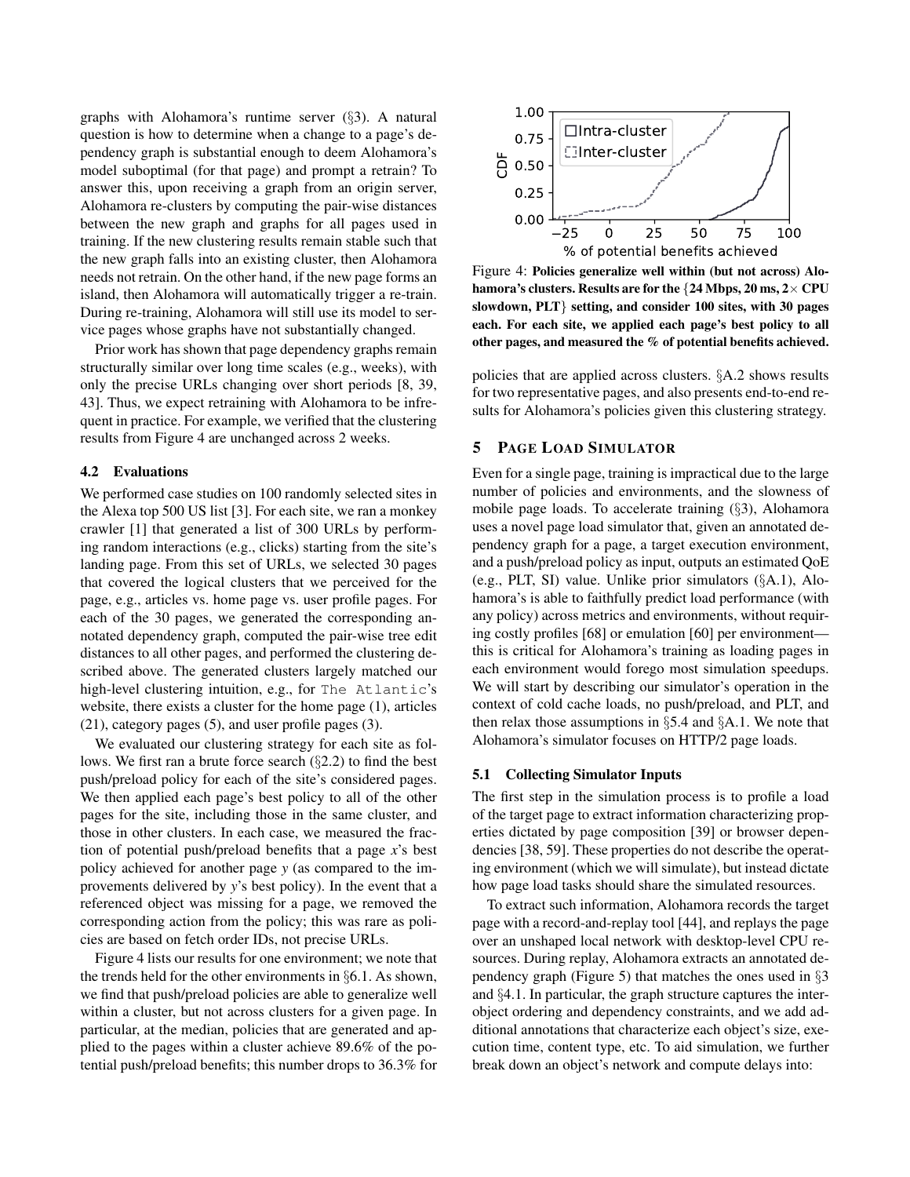graphs with Alohamora's runtime server (§3). A natural question is how to determine when a change to a page's dependency graph is substantial enough to deem Alohamora's model suboptimal (for that page) and prompt a retrain? To answer this, upon receiving a graph from an origin server, Alohamora re-clusters by computing the pair-wise distances between the new graph and graphs for all pages used in training. If the new clustering results remain stable such that the new graph falls into an existing cluster, then Alohamora needs not retrain. On the other hand, if the new page forms an island, then Alohamora will automatically trigger a re-train. During re-training, Alohamora will still use its model to service pages whose graphs have not substantially changed.

Prior work has shown that page dependency graphs remain structurally similar over long time scales (e.g., weeks), with only the precise URLs changing over short periods [8, 39, 43]. Thus, we expect retraining with Alohamora to be infrequent in practice. For example, we verified that the clustering results from Figure 4 are unchanged across 2 weeks.

### 4.2 Evaluations

We performed case studies on 100 randomly selected sites in the Alexa top 500 US list [3]. For each site, we ran a monkey crawler [1] that generated a list of 300 URLs by performing random interactions (e.g., clicks) starting from the site's landing page. From this set of URLs, we selected 30 pages that covered the logical clusters that we perceived for the page, e.g., articles vs. home page vs. user profile pages. For each of the 30 pages, we generated the corresponding annotated dependency graph, computed the pair-wise tree edit distances to all other pages, and performed the clustering described above. The generated clusters largely matched our high-level clustering intuition, e.g., for `The Atlantic`'s website, there exists a cluster for the home page (1), articles (21), category pages (5), and user profile pages (3).

We evaluated our clustering strategy for each site as follows. We first ran a brute force search (§2.2) to find the best push/preload policy for each of the site's considered pages. We then applied each page's best policy to all of the other pages for the site, including those in the same cluster, and those in other clusters. In each case, we measured the fraction of potential push/preload benefits that a page *x*'s best policy achieved for another page *y* (as compared to the improvements delivered by *y*'s best policy). In the event that a referenced object was missing for a page, we removed the corresponding action from the policy; this was rare as policies are based on fetch order IDs, not precise URLs.

Figure 4 lists our results for one environment; we note that the trends held for the other environments in §6.1. As shown, we find that push/preload policies are able to generalize well within a cluster, but not across clusters for a given page. In particular, at the median, policies that are generated and applied to the pages within a cluster achieve 89.6% of the potential push/preload benefits; this number drops to 36.3% for policies that are applied across clusters. §A.2 shows results for two representative pages, and also presents end-to-end results for Alohamora's policies given this clustering strategy.

Figure 4: **Policies generalize well within (but not across) Alohamora's clusters. Results are for the {24 Mbps, 20 ms, 2× CPU slowdown, PLT} setting, and consider 100 sites, with 30 pages each. For each site, we applied each page's best policy to all other pages, and measured the % of potential benefits achieved.**

## 5 PAGE LOAD SIMULATOR

Even for a single page, training is impractical due to the large number of policies and environments, and the slowness of mobile page loads. To accelerate training (§3), Alohamora uses a novel page load simulator that, given an annotated dependency graph for a page, a target execution environment, and a push/preload policy as input, outputs an estimated QoE (e.g., PLT, SI) value. Unlike prior simulators (§A.1), Alohamora's is able to faithfully predict load performance (with any policy) across metrics and environments, without requiring costly profiles [68] or emulation [60] per environment—this is critical for Alohamora's training as loading pages in each environment would forego most simulation speedups. We will start by describing our simulator's operation in the context of cold cache loads, no push/preload, and PLT, and then relax those assumptions in §5.4 and §A.1. We note that Alohamora's simulator focuses on HTTP/2 page loads.

### 5.1 Collecting Simulator Inputs

The first step in the simulation process is to profile a load of the target page to extract information characterizing properties dictated by page composition [39] or browser dependencies [38, 59]. These properties do not describe the operating environment (which we will simulate), but instead dictate how page load tasks should share the simulated resources.

To extract such information, Alohamora records the target page with a record-and-replay tool [44], and replays the page over an unshaped local network with desktop-level CPU resources. During replay, Alohamora extracts an annotated dependency graph (Figure 5) that matches the ones used in §3 and §4.1. In particular, the graph structure captures the inter-object ordering and dependency constraints, and we add additional annotations that characterize each object's size, execution time, content type, etc. To aid simulation, we further break down an object's network and compute delays into: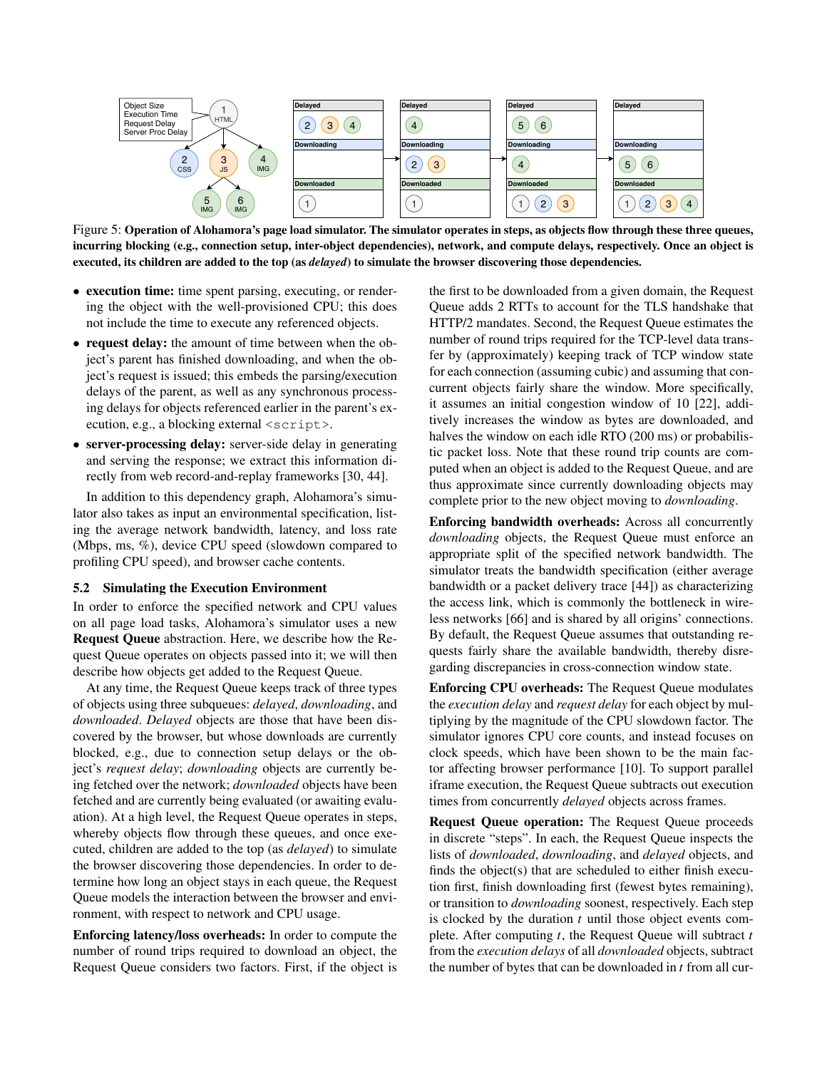Figure 5: **Operation of Alohamora's page load simulator. The simulator operates in steps, as objects flow through these three queues, incurring blocking (e.g., connection setup, inter-object dependencies), network, and compute delays, respectively. Once an object is executed, its children are added to the top (as *delayed*) to simulate the browser discovering those dependencies.**

- **execution time:** time spent parsing, executing, or rendering the object with the well-provisioned CPU; this does not include the time to execute any referenced objects.
- **request delay:** the amount of time between when the object's parent has finished downloading, and when the object's request is issued; this embeds the parsing/execution delays of the parent, as well as any synchronous processing delays for objects referenced earlier in the parent's execution, e.g., a blocking external `<script>`.
- **server-processing delay:** server-side delay in generating and serving the response; we extract this information directly from web record-and-replay frameworks [30, 44].

In addition to this dependency graph, Alohamora's simulator also takes as input an environmental specification, listing the average network bandwidth, latency, and loss rate (Mbps, ms, %), device CPU speed (slowdown compared to profiling CPU speed), and browser cache contents.

### 5.2 Simulating the Execution Environment

In order to enforce the specified network and CPU values on all page load tasks, Alohamora's simulator uses a new **Request Queue** abstraction. Here, we describe how the Request Queue operates on objects passed into it; we will then describe how objects get added to the Request Queue.

At any time, the Request Queue keeps track of three types of objects using three subqueues: *delayed*, *downloading*, and *downloaded*. *Delayed* objects are those that have been discovered by the browser, but whose downloads are currently blocked, e.g., due to connection setup delays or the object's *request delay*; *downloading* objects are currently being fetched over the network; *downloaded* objects have been fetched and are currently being evaluated (or awaiting evaluation). At a high level, the Request Queue operates in steps, whereby objects flow through these queues, and once executed, children are added to the top (as *delayed*) to simulate the browser discovering those dependencies. In order to determine how long an object stays in each queue, the Request Queue models the interaction between the browser and environment, with respect to network and CPU usage.

**Enforcing latency/loss overheads:** In order to compute the number of round trips required to download an object, the Request Queue considers two factors. First, if the object is the first to be downloaded from a given domain, the Request Queue adds 2 RTTs to account for the TLS handshake that HTTP/2 mandates. Second, the Request Queue estimates the number of round trips required for the TCP-level data transfer by (approximately) keeping track of TCP window state for each connection (assuming cubic) and assuming that concurrent objects fairly share the window. More specifically, it assumes an initial congestion window of 10 [22], additively increases the window as bytes are downloaded, and halves the window on each idle RTO (200 ms) or probabilistic packet loss. Note that these round trip counts are computed when an object is added to the Request Queue, and are thus approximate since currently downloading objects may complete prior to the new object moving to *downloading*.

**Enforcing bandwidth overheads:** Across all concurrently *downloading* objects, the Request Queue must enforce an appropriate split of the specified network bandwidth. The simulator treats the bandwidth specification (either average bandwidth or a packet delivery trace [44]) as characterizing the access link, which is commonly the bottleneck in wireless networks [66] and is shared by all origins' connections. By default, the Request Queue assumes that outstanding requests fairly share the available bandwidth, thereby disregarding discrepancies in cross-connection window state.

**Enforcing CPU overheads:** The Request Queue modulates the *execution delay* and *request delay* for each object by multiplying by the magnitude of the CPU slowdown factor. The simulator ignores CPU core counts, and instead focuses on clock speeds, which have been shown to be the main factor affecting browser performance [10]. To support parallel iframe execution, the Request Queue subtracts out execution times from concurrently *delayed* objects across frames.

**Request Queue operation:** The Request Queue proceeds in discrete "steps". In each, the Request Queue inspects the lists of *downloaded*, *downloading*, and *delayed* objects, and finds the object(s) that are scheduled to either finish execution first, finish downloading first (fewest bytes remaining), or transition to *downloading* soonest, respectively. Each step is clocked by the duration $t$ until those object events complete. After computing $t$, the Request Queue will subtract $t$ from the *execution delays* of all *downloaded* objects, subtract the number of bytes that can be downloaded in $t$ from all cur-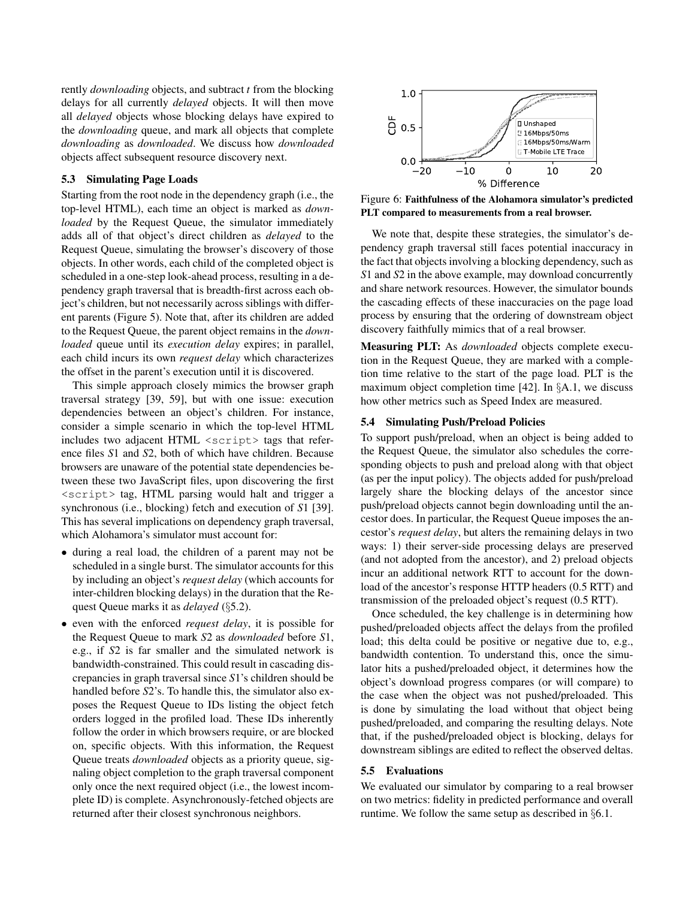rently *downloading* objects, and subtract *t* from the blocking delays for all currently *delayed* objects. It will then move all *delayed* objects whose blocking delays have expired to the *downloading* queue, and mark all objects that complete *downloading* as *downloaded*. We discuss how *downloaded* objects affect subsequent resource discovery next.

### 5.3 Simulating Page Loads

Starting from the root node in the dependency graph (i.e., the top-level HTML), each time an object is marked as *downloaded* by the Request Queue, the simulator immediately adds all of that object's direct children as *delayed* to the Request Queue, simulating the browser's discovery of those objects. In other words, each child of the completed object is scheduled in a one-step look-ahead process, resulting in a dependency graph traversal that is breadth-first across each object's children, but not necessarily across siblings with different parents (Figure 5). Note that, after its children are added to the Request Queue, the parent object remains in the *downloaded* queue until its *execution delay* expires; in parallel, each child incurs its own *request delay* which characterizes the offset in the parent's execution until it is discovered.

This simple approach closely mimics the browser graph traversal strategy [39, 59], but with one issue: execution dependencies between an object's children. For instance, consider a simple scenario in which the top-level HTML includes two adjacent HTML `<script>` tags that reference files *S*1 and *S*2, both of which have children. Because browsers are unaware of the potential state dependencies between these two JavaScript files, upon discovering the first `<script>` tag, HTML parsing would halt and trigger a synchronous (i.e., blocking) fetch and execution of *S*1 [39]. This has several implications on dependency graph traversal, which Alohamora's simulator must account for:

- during a real load, the children of a parent may not be scheduled in a single burst. The simulator accounts for this by including an object's *request delay* (which accounts for inter-children blocking delays) in the duration that the Request Queue marks it as *delayed* (§5.2).
- even with the enforced *request delay*, it is possible for the Request Queue to mark *S*2 as *downloaded* before *S*1, e.g., if *S*2 is far smaller and the simulated network is bandwidth-constrained. This could result in cascading discrepancies in graph traversal since *S*1's children should be handled before *S*2's. To handle this, the simulator also exposes the Request Queue to IDs listing the object fetch orders logged in the profiled load. These IDs inherently follow the order in which browsers require, or are blocked on, specific objects. With this information, the Request Queue treats *downloaded* objects as a priority queue, signaling object completion to the graph traversal component only once the next required object (i.e., the lowest incomplete ID) is complete. Asynchronously-fetched objects are returned after their closest synchronous neighbors.

Figure 6: **Faithfulness of the Alohamora simulator's predicted PLT compared to measurements from a real browser.**

We note that, despite these strategies, the simulator's dependency graph traversal still faces potential inaccuracy in the fact that objects involving a blocking dependency, such as *S*1 and *S*2 in the above example, may download concurrently and share network resources. However, the simulator bounds the cascading effects of these inaccuracies on the page load process by ensuring that the ordering of downstream object discovery faithfully mimics that of a real browser.

**Measuring PLT:** As *downloaded* objects complete execution in the Request Queue, they are marked with a completion time relative to the start of the page load. PLT is the maximum object completion time [42]. In §A.1, we discuss how other metrics such as Speed Index are measured.

### 5.4 Simulating Push/Preload Policies

To support push/preload, when an object is being added to the Request Queue, the simulator also schedules the corresponding objects to push and preload along with that object (as per the input policy). The objects added for push/preload largely share the blocking delays of the ancestor since push/preload objects cannot begin downloading until the ancestor does. In particular, the Request Queue imposes the ancestor's *request delay*, but alters the remaining delays in two ways: 1) their server-side processing delays are preserved (and not adopted from the ancestor), and 2) preload objects incur an additional network RTT to account for the download of the ancestor's response HTTP headers (0.5 RTT) and transmission of the preloaded object's request (0.5 RTT).

Once scheduled, the key challenge is in determining how pushed/preloaded objects affect the delays from the profiled load; this delta could be positive or negative due to, e.g., bandwidth contention. To understand this, once the simulator hits a pushed/preloaded object, it determines how the object's download progress compares (or will compare) to the case when the object was not pushed/preloaded. This is done by simulating the load without that object being pushed/preloaded, and comparing the resulting delays. Note that, if the pushed/preloaded object is blocking, delays for downstream siblings are edited to reflect the observed deltas.

### 5.5 Evaluations

We evaluated our simulator by comparing to a real browser on two metrics: fidelity in predicted performance and overall runtime. We follow the same setup as described in §6.1.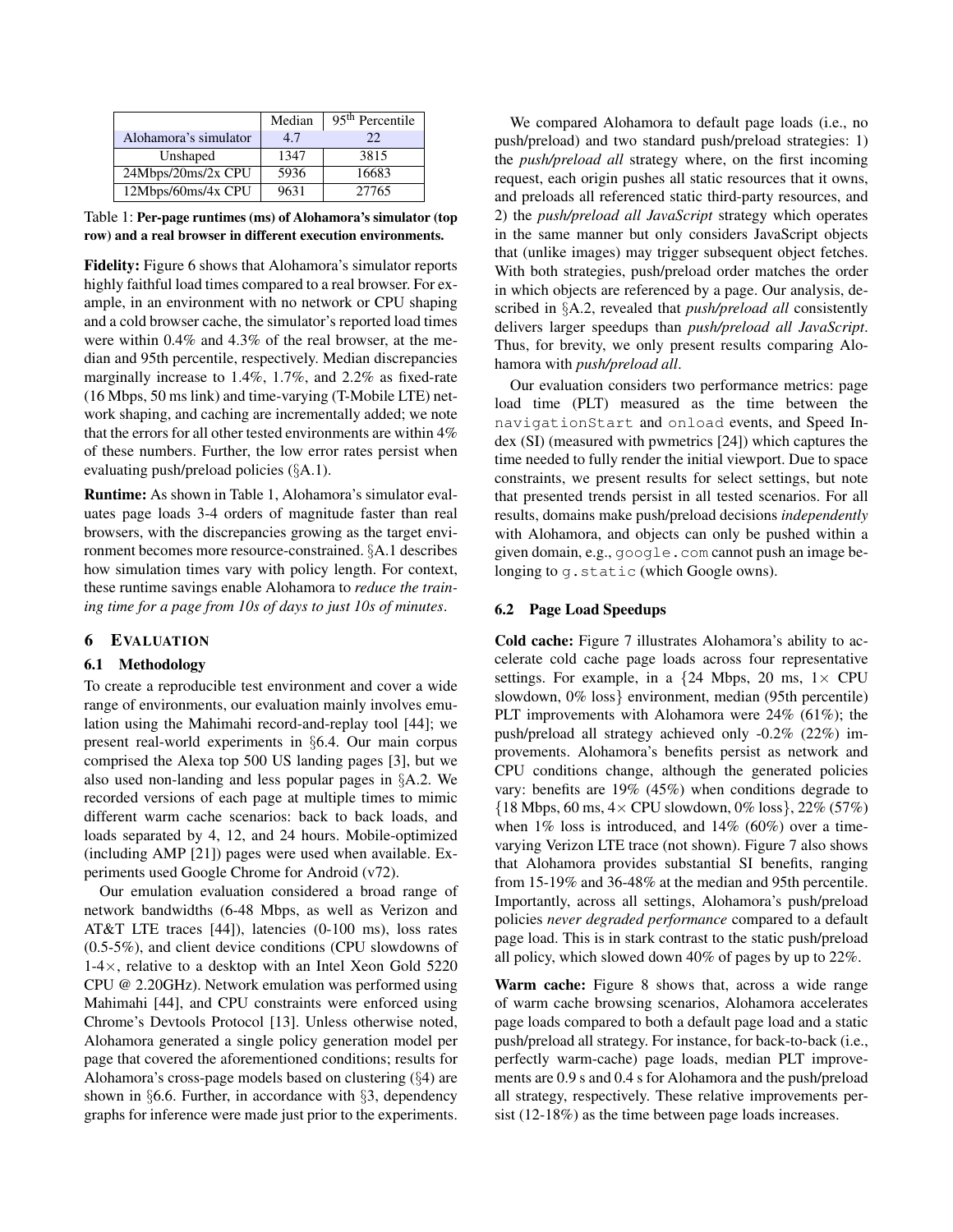|  | Median | 95[th] Percentile |
|---|---|---|
| Alohamora's simulator | 4.7 | 22 |
| Unshaped | 1347 | 3815 |
| 24Mbps/20ms/2x CPU | 5936 | 16683 |
| 12Mbps/60ms/4x CPU | 9631 | 27765 |

Table 1: **Per-page runtimes (ms) of Alohamora's simulator (top row) and a real browser in different execution environments.**

**Fidelity:** Figure 6 shows that Alohamora's simulator reports highly faithful load times compared to a real browser. For example, in an environment with no network or CPU shaping and a cold browser cache, the simulator's reported load times were within 0.4% and 4.3% of the real browser, at the median and 95th percentile, respectively. Median discrepancies marginally increase to 1.4%, 1.7%, and 2.2% as fixed-rate (16 Mbps, 50 ms link) and time-varying (T-Mobile LTE) network shaping, and caching are incrementally added; we note that the errors for all other tested environments are within 4% of these numbers. Further, the low error rates persist when evaluating push/preload policies (§A.1).

**Runtime:** As shown in Table 1, Alohamora's simulator evaluates page loads 3-4 orders of magnitude faster than real browsers, with the discrepancies growing as the target environment becomes more resource-constrained. §A.1 describes how simulation times vary with policy length. For context, these runtime savings enable Alohamora to *reduce the training time for a page from 10s of days to just 10s of minutes*.

## 6 Evaluation

### 6.1 Methodology

To create a reproducible test environment and cover a wide range of environments, our evaluation mainly involves emulation using the Mahimahi record-and-replay tool [44]; we present real-world experiments in §6.4. Our main corpus comprised the Alexa top 500 US landing pages [3], but we also used non-landing and less popular pages in §A.2. We recorded versions of each page at multiple times to mimic different warm cache scenarios: back to back loads, and loads separated by 4, 12, and 24 hours. Mobile-optimized (including AMP [21]) pages were used when available. Experiments used Google Chrome for Android (v72).

Our emulation evaluation considered a broad range of network bandwidths (6-48 Mbps, as well as Verizon and AT&T LTE traces [44]), latencies (0-100 ms), loss rates (0.5-5%), and client device conditions (CPU slowdowns of 1-4×, relative to a desktop with an Intel Xeon Gold 5220 CPU @ 2.20GHz). Network emulation was performed using Mahimahi [44], and CPU constraints were enforced using Chrome's Devtools Protocol [13]. Unless otherwise noted, Alohamora generated a single policy generation model per page that covered the aforementioned conditions; results for Alohamora's cross-page models based on clustering (§4) are shown in §6.6. Further, in accordance with §3, dependency graphs for inference were made just prior to the experiments.

We compared Alohamora to default page loads (i.e., no push/preload) and two standard push/preload strategies: 1) the *push/preload all* strategy where, on the first incoming request, each origin pushes all static resources that it owns, and preloads all referenced static third-party resources, and 2) the *push/preload all JavaScript* strategy which operates in the same manner but only considers JavaScript objects that (unlike images) may trigger subsequent object fetches. With both strategies, push/preload order matches the order in which objects are referenced by a page. Our analysis, described in §A.2, revealed that *push/preload all* consistently delivers larger speedups than *push/preload all JavaScript*. Thus, for brevity, we only present results comparing Alohamora with *push/preload all*.

Our evaluation considers two performance metrics: page load time (PLT) measured as the time between the `navigationStart` and `onload` events, and Speed Index (SI) (measured with pwmetrics [24]) which captures the time needed to fully render the initial viewport. Due to space constraints, we present results for select settings, but note that presented trends persist in all tested scenarios. For all results, domains make push/preload decisions *independently* with Alohamora, and objects can only be pushed within a given domain, e.g., `google.com` cannot push an image belonging to `g.static` (which Google owns).

### 6.2 Page Load Speedups

**Cold cache:** Figure 7 illustrates Alohamora's ability to accelerate cold cache page loads across four representative settings. For example, in a {24 Mbps, 20 ms, 1× CPU slowdown, 0% loss} environment, median (95th percentile) PLT improvements with Alohamora were 24% (61%); the push/preload all strategy achieved only -0.2% (22%) improvements. Alohamora's benefits persist as network and CPU conditions change, although the generated policies vary: benefits are 19% (45%) when conditions degrade to {18 Mbps, 60 ms, 4× CPU slowdown, 0% loss}, 22% (57%) when 1% loss is introduced, and 14% (60%) over a time-varying Verizon LTE trace (not shown). Figure 7 also shows that Alohamora provides substantial SI benefits, ranging from 15-19% and 36-48% at the median and 95th percentile. Importantly, across all settings, Alohamora's push/preload policies *never degraded performance* compared to a default page load. This is in stark contrast to the static push/preload all policy, which slowed down 40% of pages by up to 22%.

**Warm cache:** Figure 8 shows that, across a wide range of warm cache browsing scenarios, Alohamora accelerates page loads compared to both a default page load and a static push/preload all strategy. For instance, for back-to-back (i.e., perfectly warm-cache) page loads, median PLT improvements are 0.9 s and 0.4 s for Alohamora and the push/preload all strategy, respectively. These relative improvements persist (12-18%) as the time between page loads increases.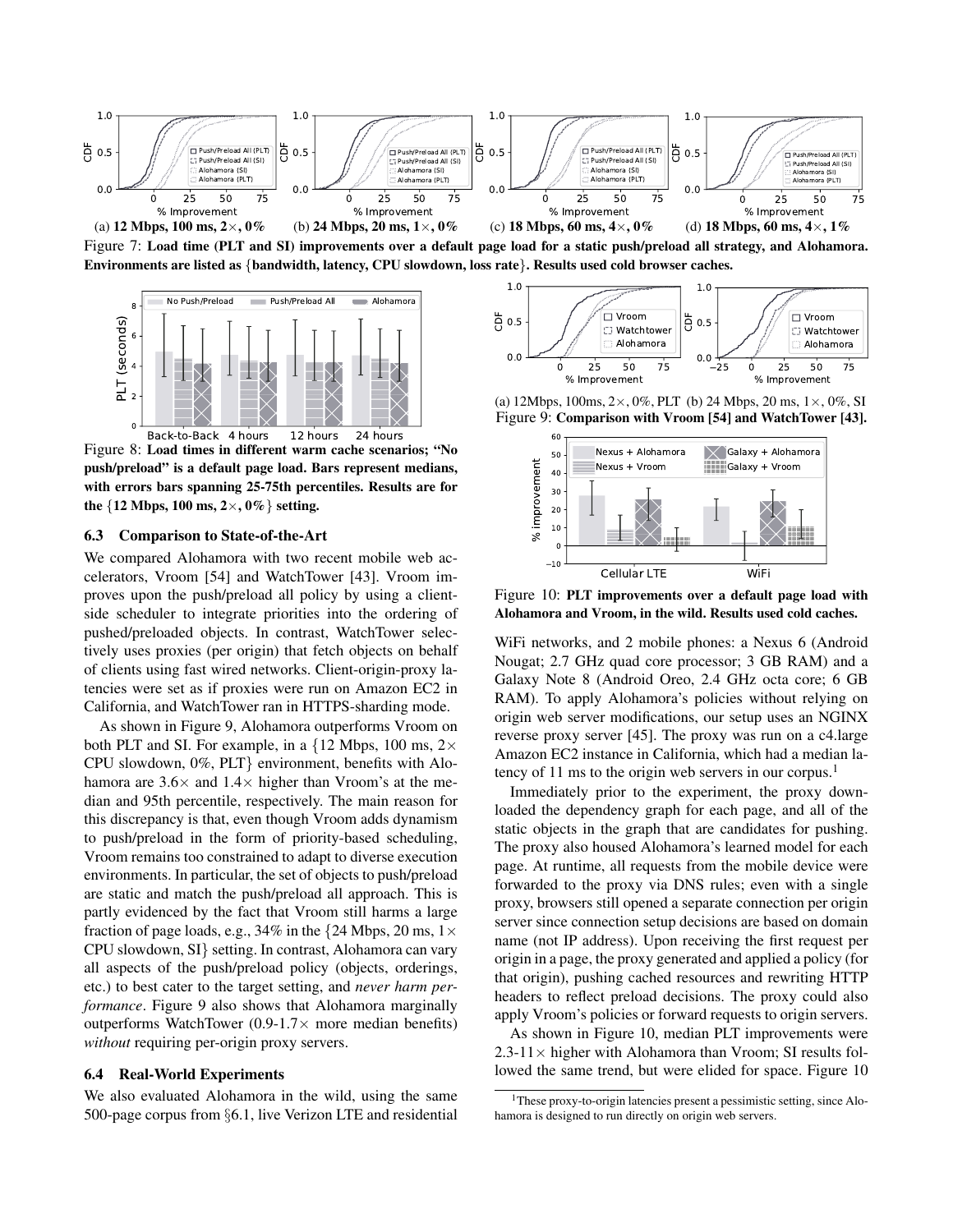(a) **12 Mbps, 100 ms, 2×, 0%** (b) **24 Mbps, 20 ms, 1×, 0%** (c) **18 Mbps, 60 ms, 4×, 0%** (d) **18 Mbps, 60 ms, 4×, 1%**

Figure 7: **Load time (PLT and SI) improvements over a default page load for a static push/preload all strategy, and Alohamora. Environments are listed as {bandwidth, latency, CPU slowdown, loss rate}. Results used cold browser caches.**

Figure 8: **Load times in different warm cache scenarios; "No push/preload" is a default page load. Bars represent medians, with errors bars spanning 25-75th percentiles. Results are for the {12 Mbps, 100 ms, 2×, 0%} setting.**

(a) 12Mbps, 100ms, 2×, 0%, PLT (b) 24 Mbps, 20 ms, 1×, 0%, SI

Figure 9: **Comparison with Vroom [54] and WatchTower [43].**

Figure 10: **PLT improvements over a default page load with Alohamora and Vroom, in the wild. Results used cold caches.**

### 6.3 Comparison to State-of-the-Art

We compared Alohamora with two recent mobile web accelerators, Vroom [54] and WatchTower [43]. Vroom improves upon the push/preload all policy by using a client-side scheduler to integrate priorities into the ordering of pushed/preloaded objects. In contrast, WatchTower selectively uses proxies (per origin) that fetch objects on behalf of clients using fast wired networks. Client-origin-proxy latencies were set as if proxies were run on Amazon EC2 in California, and WatchTower ran in HTTPS-sharding mode.

As shown in Figure 9, Alohamora outperforms Vroom on both PLT and SI. For example, in a {12 Mbps, 100 ms, 2× CPU slowdown, 0%, PLT} environment, benefits with Alohamora are 3.6× and 1.4× higher than Vroom's at the median and 95th percentile, respectively. The main reason for this discrepancy is that, even though Vroom adds dynamism to push/preload in the form of priority-based scheduling, Vroom remains too constrained to adapt to diverse execution environments. In particular, the set of objects to push/preload are static and match the push/preload all approach. This is partly evidenced by the fact that Vroom still harms a large fraction of page loads, e.g., 34% in the {24 Mbps, 20 ms, 1× CPU slowdown, SI} setting. In contrast, Alohamora can vary all aspects of the push/preload policy (objects, orderings, etc.) to best cater to the target setting, and *never harm performance*. Figure 9 also shows that Alohamora marginally outperforms WatchTower (0.9-1.7× more median benefits) *without* requiring per-origin proxy servers.

### 6.4 Real-World Experiments

We also evaluated Alohamora in the wild, using the same 500-page corpus from §6.1, live Verizon LTE and residential WiFi networks, and 2 mobile phones: a Nexus 6 (Android Nougat; 2.7 GHz quad core processor; 3 GB RAM) and a Galaxy Note 8 (Android Oreo, 2.4 GHz octa core; 6 GB RAM). To apply Alohamora's policies without relying on origin web server modifications, our setup uses an NGINX reverse proxy server [45]. The proxy was run on a c4.large Amazon EC2 instance in California, which had a median latency of 11 ms to the origin web servers in our corpus.[1]

Immediately prior to the experiment, the proxy downloaded the dependency graph for each page, and all of the static objects in the graph that are candidates for pushing. The proxy also housed Alohamora's learned model for each page. At runtime, all requests from the mobile device were forwarded to the proxy via DNS rules; even with a single proxy, browsers still opened a separate connection per origin server since connection setup decisions are based on domain name (not IP address). Upon receiving the first request per origin in a page, the proxy generated and applied a policy (for that origin), pushing cached resources and rewriting HTTP headers to reflect preload decisions. The proxy could also apply Vroom's policies or forward requests to origin servers.

As shown in Figure 10, median PLT improvements were 2.3-11× higher with Alohamora than Vroom; SI results followed the same trend, but were elided for space. Figure 10

[1] These proxy-to-origin latencies present a pessimistic setting, since Alohamora is designed to run directly on origin web servers.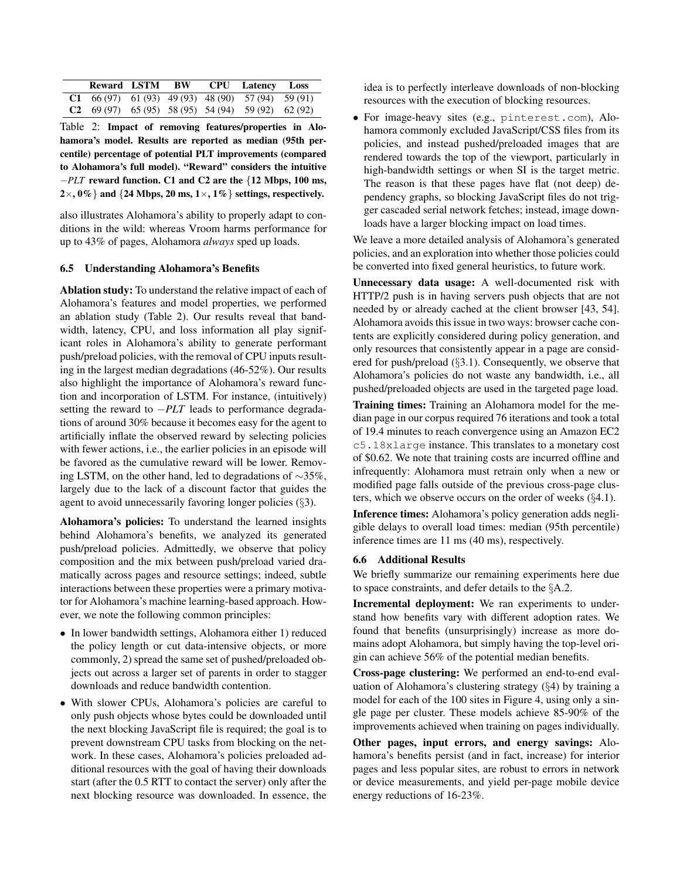| | Reward | LSTM | BW | CPU | Latency | Loss |
|---|---|---|---|---|---|---|
| **C1** | 66 (97) | 61 (93) | 49 (93) | 48 (90) | 57 (94) | 59 (91) |
| **C2** | 69 (97) | 65 (95) | 58 (95) | 54 (94) | 59 (92) | 62 (92) |

Table 2: **Impact of removing features/properties in Alohamora's model. Results are reported as median (95th percentile) percentage of potential PLT improvements (compared to Alohamora's full model). "Reward" considers the intuitive $-PLT$ reward function. C1 and C2 are the {12 Mbps, 100 ms, 2×, 0%} and {24 Mbps, 20 ms, 1×, 1%} settings, respectively.**

also illustrates Alohamora's ability to properly adapt to conditions in the wild: whereas Vroom harms performance for up to 43% of pages, Alohamora *always* sped up loads.

### 6.5 Understanding Alohamora's Benefits

**Ablation study:** To understand the relative impact of each of Alohamora's features and model properties, we performed an ablation study (Table 2). Our results reveal that bandwidth, latency, CPU, and loss information all play significant roles in Alohamora's ability to generate performant push/preload policies, with the removal of CPU inputs resulting in the largest median degradations (46-52%). Our results also highlight the importance of Alohamora's reward function and incorporation of LSTM. For instance, (intuitively) setting the reward to $-PLT$ leads to performance degradations of around 30% because it becomes easy for the agent to artificially inflate the observed reward by selecting policies with fewer actions, i.e., the earlier policies in an episode will be favored as the cumulative reward will be lower. Removing LSTM, on the other hand, led to degradations of ∼35%, largely due to the lack of a discount factor that guides the agent to avoid unnecessarily favoring longer policies (§3).

**Alohamora's policies:** To understand the learned insights behind Alohamora's benefits, we analyzed its generated push/preload policies. Admittedly, we observe that policy composition and the mix between push/preload varied dramatically across pages and resource settings; indeed, subtle interactions between these properties were a primary motivator for Alohamora's machine learning-based approach. However, we note the following common principles:

- In lower bandwidth settings, Alohamora either 1) reduced the policy length or cut data-intensive objects, or more commonly, 2) spread the same set of pushed/preloaded objects out across a larger set of parents in order to stagger downloads and reduce bandwidth contention.
- With slower CPUs, Alohamora's policies are careful to only push objects whose bytes could be downloaded until the next blocking JavaScript file is required; the goal is to prevent downstream CPU tasks from blocking on the network. In these cases, Alohamora's policies preloaded additional resources with the goal of having their downloads start (after the 0.5 RTT to contact the server) only after the next blocking resource was downloaded. In essence, the idea is to perfectly interleave downloads of non-blocking resources with the execution of blocking resources.
- For image-heavy sites (e.g., pinterest.com), Alohamora commonly excluded JavaScript/CSS files from its policies, and instead pushed/preloaded images that are rendered towards the top of the viewport, particularly in high-bandwidth settings or when SI is the target metric. The reason is that these pages have flat (not deep) dependency graphs, so blocking JavaScript files do not trigger cascaded serial network fetches; instead, image downloads have a larger blocking impact on load times.

We leave a more detailed analysis of Alohamora's generated policies, and an exploration into whether those policies could be converted into fixed general heuristics, to future work.

**Unnecessary data usage:** A well-documented risk with HTTP/2 push is in having servers push objects that are not needed by or already cached at the client browser [43, 54]. Alohamora avoids this issue in two ways: browser cache contents are explicitly considered during policy generation, and only resources that consistently appear in a page are considered for push/preload (§3.1). Consequently, we observe that Alohamora's policies do not waste any bandwidth, i.e., all pushed/preloaded objects are used in the targeted page load.

**Training times:** Training an Alohamora model for the median page in our corpus required 76 iterations and took a total of 19.4 minutes to reach convergence using an Amazon EC2 c5.18xlarge instance. This translates to a monetary cost of $0.62. We note that training costs are incurred offline and infrequently: Alohamora must retrain only when a new or modified page falls outside of the previous cross-page clusters, which we observe occurs on the order of weeks (§4.1).

**Inference times:** Alohamora's policy generation adds negligible delays to overall load times: median (95th percentile) inference times are 11 ms (40 ms), respectively.

### 6.6 Additional Results

We briefly summarize our remaining experiments here due to space constraints, and defer details to the §A.2.

**Incremental deployment:** We ran experiments to understand how benefits vary with different adoption rates. We found that benefits (unsurprisingly) increase as more domains adopt Alohamora, but simply having the top-level origin can achieve 56% of the potential median benefits.

**Cross-page clustering:** We performed an end-to-end evaluation of Alohamora's clustering strategy (§4) by training a model for each of the 100 sites in Figure 4, using only a single page per cluster. These models achieve 85-90% of the improvements achieved when training on pages individually.

**Other pages, input errors, and energy savings:** Alohamora's benefits persist (and in fact, increase) for interior pages and less popular sites, are robust to errors in network or device measurements, and yield per-page mobile device energy reductions of 16-23%.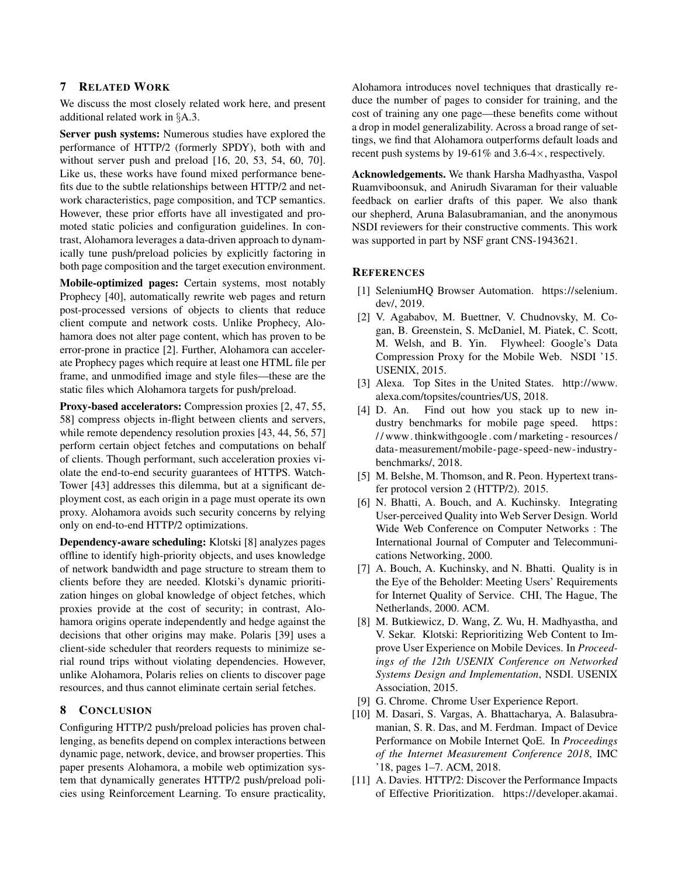## 7 Related Work

We discuss the most closely related work here, and present additional related work in §A.3.

**Server push systems:** Numerous studies have explored the performance of HTTP/2 (formerly SPDY), both with and without server push and preload [16, 20, 53, 54, 60, 70]. Like us, these works have found mixed performance benefits due to the subtle relationships between HTTP/2 and network characteristics, page composition, and TCP semantics. However, these prior efforts have all investigated and promoted static policies and configuration guidelines. In contrast, Alohamora leverages a data-driven approach to dynamically tune push/preload policies by explicitly factoring in both page composition and the target execution environment.

**Mobile-optimized pages:** Certain systems, most notably Prophecy [40], automatically rewrite web pages and return post-processed versions of objects to clients that reduce client compute and network costs. Unlike Prophecy, Alohamora does not alter page content, which has proven to be error-prone in practice [2]. Further, Alohamora can accelerate Prophecy pages which require at least one HTML file per frame, and unmodified image and style files—these are the static files which Alohamora targets for push/preload.

**Proxy-based accelerators:** Compression proxies [2, 47, 55, 58] compress objects in-flight between clients and servers, while remote dependency resolution proxies [43, 44, 56, 57] perform certain object fetches and computations on behalf of clients. Though performant, such acceleration proxies violate the end-to-end security guarantees of HTTPS. WatchTower [43] addresses this dilemma, but at a significant deployment cost, as each origin in a page must operate its own proxy. Alohamora avoids such security concerns by relying only on end-to-end HTTP/2 optimizations.

**Dependency-aware scheduling:** Klotski [8] analyzes pages offline to identify high-priority objects, and uses knowledge of network bandwidth and page structure to stream them to clients before they are needed. Klotski's dynamic prioritization hinges on global knowledge of object fetches, which proxies provide at the cost of security; in contrast, Alohamora origins operate independently and hedge against the decisions that other origins may make. Polaris [39] uses a client-side scheduler that reorders requests to minimize serial round trips without violating dependencies. However, unlike Alohamora, Polaris relies on clients to discover page resources, and thus cannot eliminate certain serial fetches.

## 8 Conclusion

Configuring HTTP/2 push/preload policies has proven challenging, as benefits depend on complex interactions between dynamic page, network, device, and browser properties. This paper presents Alohamora, a mobile web optimization system that dynamically generates HTTP/2 push/preload policies using Reinforcement Learning. To ensure practicality, Alohamora introduces novel techniques that drastically reduce the number of pages to consider for training, and the cost of training any one page—these benefits come without a drop in model generalizability. Across a broad range of settings, we find that Alohamora outperforms default loads and recent push systems by 19-61% and 3.6-4×, respectively.

**Acknowledgements.** We thank Harsha Madhyastha, Vaspol Ruamviboonsuk, and Anirudh Sivaraman for their valuable feedback on earlier drafts of this paper. We also thank our shepherd, Aruna Balasubramanian, and the anonymous NSDI reviewers for their constructive comments. This work was supported in part by NSF grant CNS-1943621.

## References

[1] SeleniumHQ Browser Automation. https://selenium.dev/, 2019.

[2] V. Agababov, M. Buettner, V. Chudnovsky, M. Cogan, B. Greenstein, S. McDaniel, M. Piatek, C. Scott, M. Welsh, and B. Yin. Flywheel: Google's Data Compression Proxy for the Mobile Web. NSDI '15. USENIX, 2015.

[3] Alexa. Top Sites in the United States. http://www.alexa.com/topsites/countries/US, 2018.

[4] D. An. Find out how you stack up to new industry benchmarks for mobile page speed. https://www.thinkwithgoogle.com/marketing-resources/data-measurement/mobile-page-speed-new-industry-benchmarks/, 2018.

[5] M. Belshe, M. Thomson, and R. Peon. Hypertext transfer protocol version 2 (HTTP/2). 2015.

[6] N. Bhatti, A. Bouch, and A. Kuchinsky. Integrating User-perceived Quality into Web Server Design. World Wide Web Conference on Computer Networks : The International Journal of Computer and Telecommunications Networking, 2000.

[7] A. Bouch, A. Kuchinsky, and N. Bhatti. Quality is in the Eye of the Beholder: Meeting Users' Requirements for Internet Quality of Service. CHI, The Hague, The Netherlands, 2000. ACM.

[8] M. Butkiewicz, D. Wang, Z. Wu, H. Madhyastha, and V. Sekar. Klotski: Reprioritizing Web Content to Improve User Experience on Mobile Devices. In *Proceedings of the 12th USENIX Conference on Networked Systems Design and Implementation*, NSDI. USENIX Association, 2015.

[9] G. Chrome. Chrome User Experience Report.

[10] M. Dasari, S. Vargas, A. Bhattacharya, A. Balasubramanian, S. R. Das, and M. Ferdman. Impact of Device Performance on Mobile Internet QoE. In *Proceedings of the Internet Measurement Conference 2018*, IMC '18, pages 1–7. ACM, 2018.

[11] A. Davies. HTTP/2: Discover the Performance Impacts of Effective Prioritization. https://developer.akamai.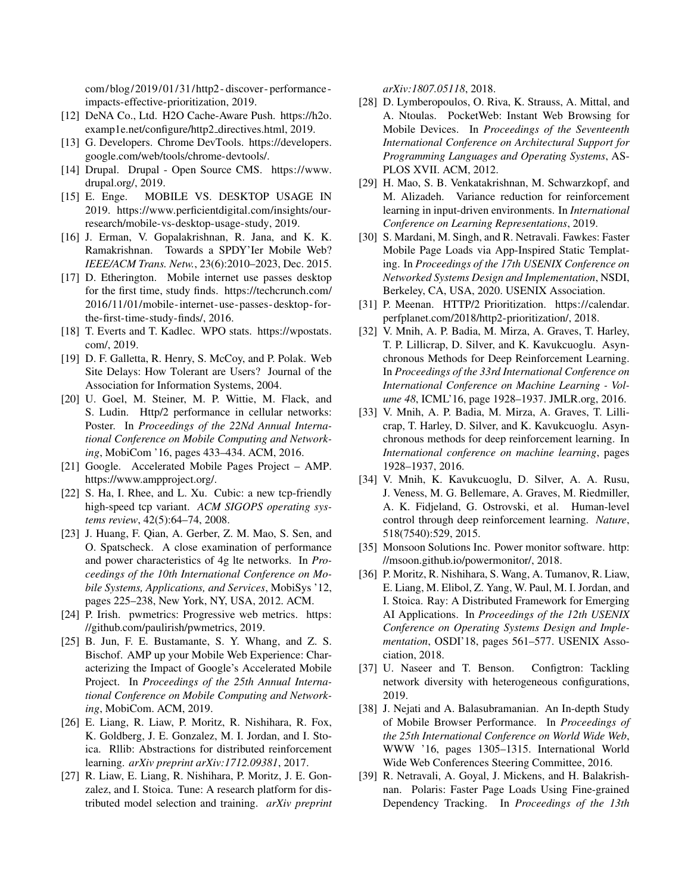com/blog/2019/01/31/http2-discover-performance-impacts-effective-prioritization, 2019.

[12] DeNA Co., Ltd. H2O Cache-Aware Push. https://h2o.examp1e.net/configure/http2_directives.html, 2019.

[13] G. Developers. Chrome DevTools. https://developers.google.com/web/tools/chrome-devtools/.

[14] Drupal. Drupal - Open Source CMS. https://www.drupal.org/, 2019.

[15] E. Enge. MOBILE VS. DESKTOP USAGE IN 2019. https://www.perficientdigital.com/insights/our-research/mobile-vs-desktop-usage-study, 2019.

[16] J. Erman, V. Gopalakrishnan, R. Jana, and K. K. Ramakrishnan. Towards a SPDY'Ier Mobile Web? *IEEE/ACM Trans. Netw.*, 23(6):2010–2023, Dec. 2015.

[17] D. Etherington. Mobile internet use passes desktop for the first time, study finds. https://techcrunch.com/2016/11/01/mobile-internet-use-passes-desktop-for-the-first-time-study-finds/, 2016.

[18] T. Everts and T. Kadlec. WPO stats. https://wpostats.com/, 2019.

[19] D. F. Galletta, R. Henry, S. McCoy, and P. Polak. Web Site Delays: How Tolerant are Users? Journal of the Association for Information Systems, 2004.

[20] U. Goel, M. Steiner, M. P. Wittie, M. Flack, and S. Ludin. Http/2 performance in cellular networks: Poster. In *Proceedings of the 22Nd Annual International Conference on Mobile Computing and Networking*, MobiCom '16, pages 433–434. ACM, 2016.

[21] Google. Accelerated Mobile Pages Project – AMP. https://www.ampproject.org/.

[22] S. Ha, I. Rhee, and L. Xu. Cubic: a new tcp-friendly high-speed tcp variant. *ACM SIGOPS operating systems review*, 42(5):64–74, 2008.

[23] J. Huang, F. Qian, A. Gerber, Z. M. Mao, S. Sen, and O. Spatscheck. A close examination of performance and power characteristics of 4g lte networks. In *Proceedings of the 10th International Conference on Mobile Systems, Applications, and Services*, MobiSys '12, pages 225–238, New York, NY, USA, 2012. ACM.

[24] P. Irish. pwmetrics: Progressive web metrics. https://github.com/paulirish/pwmetrics, 2019.

[25] B. Jun, F. E. Bustamante, S. Y. Whang, and Z. S. Bischof. AMP up your Mobile Web Experience: Characterizing the Impact of Google's Accelerated Mobile Project. In *Proceedings of the 25th Annual International Conference on Mobile Computing and Networking*, MobiCom. ACM, 2019.

[26] E. Liang, R. Liaw, P. Moritz, R. Nishihara, R. Fox, K. Goldberg, J. E. Gonzalez, M. I. Jordan, and I. Stoica. Rllib: Abstractions for distributed reinforcement learning. *arXiv preprint arXiv:1712.09381*, 2017.

[27] R. Liaw, E. Liang, R. Nishihara, P. Moritz, J. E. Gonzalez, and I. Stoica. Tune: A research platform for distributed model selection and training. *arXiv preprint arXiv:1807.05118*, 2018.

[28] D. Lymberopoulos, O. Riva, K. Strauss, A. Mittal, and A. Ntoulas. PocketWeb: Instant Web Browsing for Mobile Devices. In *Proceedings of the Seventeenth International Conference on Architectural Support for Programming Languages and Operating Systems*, ASPLOS XVII. ACM, 2012.

[29] H. Mao, S. B. Venkatakrishnan, M. Schwarzkopf, and M. Alizadeh. Variance reduction for reinforcement learning in input-driven environments. In *International Conference on Learning Representations*, 2019.

[30] S. Mardani, M. Singh, and R. Netravali. Fawkes: Faster Mobile Page Loads via App-Inspired Static Templating. In *Proceedings of the 17th USENIX Conference on Networked Systems Design and Implementation*, NSDI, Berkeley, CA, USA, 2020. USENIX Association.

[31] P. Meenan. HTTP/2 Prioritization. https://calendar.perfplanet.com/2018/http2-prioritization/, 2018.

[32] V. Mnih, A. P. Badia, M. Mirza, A. Graves, T. Harley, T. P. Lillicrap, D. Silver, and K. Kavukcuoglu. Asynchronous Methods for Deep Reinforcement Learning. In *Proceedings of the 33rd International Conference on International Conference on Machine Learning - Volume 48*, ICML'16, page 1928–1937. JMLR.org, 2016.

[33] V. Mnih, A. P. Badia, M. Mirza, A. Graves, T. Lillicrap, T. Harley, D. Silver, and K. Kavukcuoglu. Asynchronous methods for deep reinforcement learning. In *International conference on machine learning*, pages 1928–1937, 2016.

[34] V. Mnih, K. Kavukcuoglu, D. Silver, A. A. Rusu, J. Veness, M. G. Bellemare, A. Graves, M. Riedmiller, A. K. Fidjeland, G. Ostrovski, et al. Human-level control through deep reinforcement learning. *Nature*, 518(7540):529, 2015.

[35] Monsoon Solutions Inc. Power monitor software. http://msoon.github.io/powermonitor/, 2018.

[36] P. Moritz, R. Nishihara, S. Wang, A. Tumanov, R. Liaw, E. Liang, M. Elibol, Z. Yang, W. Paul, M. I. Jordan, and I. Stoica. Ray: A Distributed Framework for Emerging AI Applications. In *Proceedings of the 12th USENIX Conference on Operating Systems Design and Implementation*, OSDI'18, pages 561–577. USENIX Association, 2018.

[37] U. Naseer and T. Benson. Configtron: Tackling network diversity with heterogeneous configurations, 2019.

[38] J. Nejati and A. Balasubramanian. An In-depth Study of Mobile Browser Performance. In *Proceedings of the 25th International Conference on World Wide Web*, WWW '16, pages 1305–1315. International World Wide Web Conferences Steering Committee, 2016.

[39] R. Netravali, A. Goyal, J. Mickens, and H. Balakrishnan. Polaris: Faster Page Loads Using Fine-grained Dependency Tracking. In *Proceedings of the 13th*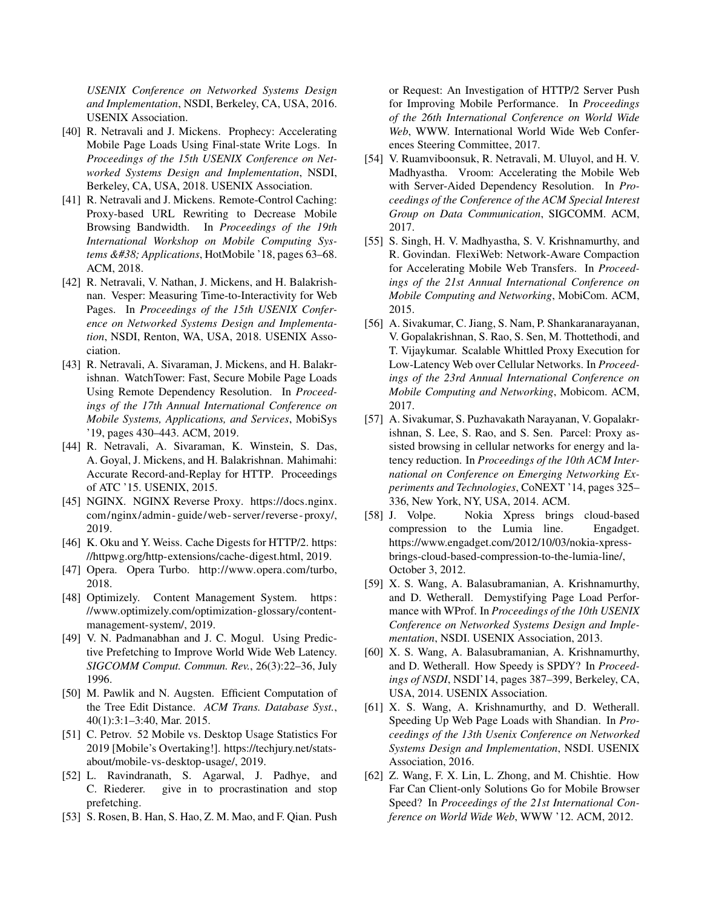*USENIX Conference on Networked Systems Design and Implementation*, NSDI, Berkeley, CA, USA, 2016. USENIX Association.

[40] R. Netravali and J. Mickens. Prophecy: Accelerating Mobile Page Loads Using Final-state Write Logs. In *Proceedings of the 15th USENIX Conference on Networked Systems Design and Implementation*, NSDI, Berkeley, CA, USA, 2018. USENIX Association.

[41] R. Netravali and J. Mickens. Remote-Control Caching: Proxy-based URL Rewriting to Decrease Mobile Browsing Bandwidth. In *Proceedings of the 19th International Workshop on Mobile Computing Systems &#38; Applications*, HotMobile '18, pages 63–68. ACM, 2018.

[42] R. Netravali, V. Nathan, J. Mickens, and H. Balakrishnan. Vesper: Measuring Time-to-Interactivity for Web Pages. In *Proceedings of the 15th USENIX Conference on Networked Systems Design and Implementation*, NSDI, Renton, WA, USA, 2018. USENIX Association.

[43] R. Netravali, A. Sivaraman, J. Mickens, and H. Balakrishnan. WatchTower: Fast, Secure Mobile Page Loads Using Remote Dependency Resolution. In *Proceedings of the 17th Annual International Conference on Mobile Systems, Applications, and Services*, MobiSys '19, pages 430–443. ACM, 2019.

[44] R. Netravali, A. Sivaraman, K. Winstein, S. Das, A. Goyal, J. Mickens, and H. Balakrishnan. Mahimahi: Accurate Record-and-Replay for HTTP. Proceedings of ATC '15. USENIX, 2015.

[45] NGINX. NGINX Reverse Proxy. https://docs.nginx.com/nginx/admin-guide/web-server/reverse-proxy/, 2019.

[46] K. Oku and Y. Weiss. Cache Digests for HTTP/2. https://httpwg.org/http-extensions/cache-digest.html, 2019.

[47] Opera. Opera Turbo. http://www.opera.com/turbo, 2018.

[48] Optimizely. Content Management System. https://www.optimizely.com/optimization-glossary/content-management-system/, 2019.

[49] V. N. Padmanabhan and J. C. Mogul. Using Predictive Prefetching to Improve World Wide Web Latency. *SIGCOMM Comput. Commun. Rev.*, 26(3):22–36, July 1996.

[50] M. Pawlik and N. Augsten. Efficient Computation of the Tree Edit Distance. *ACM Trans. Database Syst.*, 40(1):3:1–3:40, Mar. 2015.

[51] C. Petrov. 52 Mobile vs. Desktop Usage Statistics For 2019 [Mobile's Overtaking!]. https://techjury.net/stats-about/mobile-vs-desktop-usage/, 2019.

[52] L. Ravindranath, S. Agarwal, J. Padhye, and C. Riederer. give in to procrastination and stop prefetching.

[53] S. Rosen, B. Han, S. Hao, Z. M. Mao, and F. Qian. Push or Request: An Investigation of HTTP/2 Server Push for Improving Mobile Performance. In *Proceedings of the 26th International Conference on World Wide Web*, WWW. International World Wide Web Conferences Steering Committee, 2017.

[54] V. Ruamviboonsuk, R. Netravali, M. Uluyol, and H. V. Madhyastha. Vroom: Accelerating the Mobile Web with Server-Aided Dependency Resolution. In *Proceedings of the Conference of the ACM Special Interest Group on Data Communication*, SIGCOMM. ACM, 2017.

[55] S. Singh, H. V. Madhyastha, S. V. Krishnamurthy, and R. Govindan. FlexiWeb: Network-Aware Compaction for Accelerating Mobile Web Transfers. In *Proceedings of the 21st Annual International Conference on Mobile Computing and Networking*, MobiCom. ACM, 2015.

[56] A. Sivakumar, C. Jiang, S. Nam, P. Shankaranarayanan, V. Gopalakrishnan, S. Rao, S. Sen, M. Thottethodi, and T. Vijaykumar. Scalable Whittled Proxy Execution for Low-Latency Web over Cellular Networks. In *Proceedings of the 23rd Annual International Conference on Mobile Computing and Networking*, Mobicom. ACM, 2017.

[57] A. Sivakumar, S. Puzhavakath Narayanan, V. Gopalakrishnan, S. Lee, S. Rao, and S. Sen. Parcel: Proxy assisted browsing in cellular networks for energy and latency reduction. In *Proceedings of the 10th ACM International on Conference on Emerging Networking Experiments and Technologies*, CoNEXT '14, pages 325–336, New York, NY, USA, 2014. ACM.

[58] J. Volpe. Nokia Xpress brings cloud-based compression to the Lumia line. Engadget. https://www.engadget.com/2012/10/03/nokia-xpress-brings-cloud-based-compression-to-the-lumia-line/, October 3, 2012.

[59] X. S. Wang, A. Balasubramanian, A. Krishnamurthy, and D. Wetherall. Demystifying Page Load Performance with WProf. In *Proceedings of the 10th USENIX Conference on Networked Systems Design and Implementation*, NSDI. USENIX Association, 2013.

[60] X. S. Wang, A. Balasubramanian, A. Krishnamurthy, and D. Wetherall. How Speedy is SPDY? In *Proceedings of NSDI*, NSDI'14, pages 387–399, Berkeley, CA, USA, 2014. USENIX Association.

[61] X. S. Wang, A. Krishnamurthy, and D. Wetherall. Speeding Up Web Page Loads with Shandian. In *Proceedings of the 13th Usenix Conference on Networked Systems Design and Implementation*, NSDI. USENIX Association, 2016.

[62] Z. Wang, F. X. Lin, L. Zhong, and M. Chishtie. How Far Can Client-only Solutions Go for Mobile Browser Speed? In *Proceedings of the 21st International Conference on World Wide Web*, WWW '12. ACM, 2012.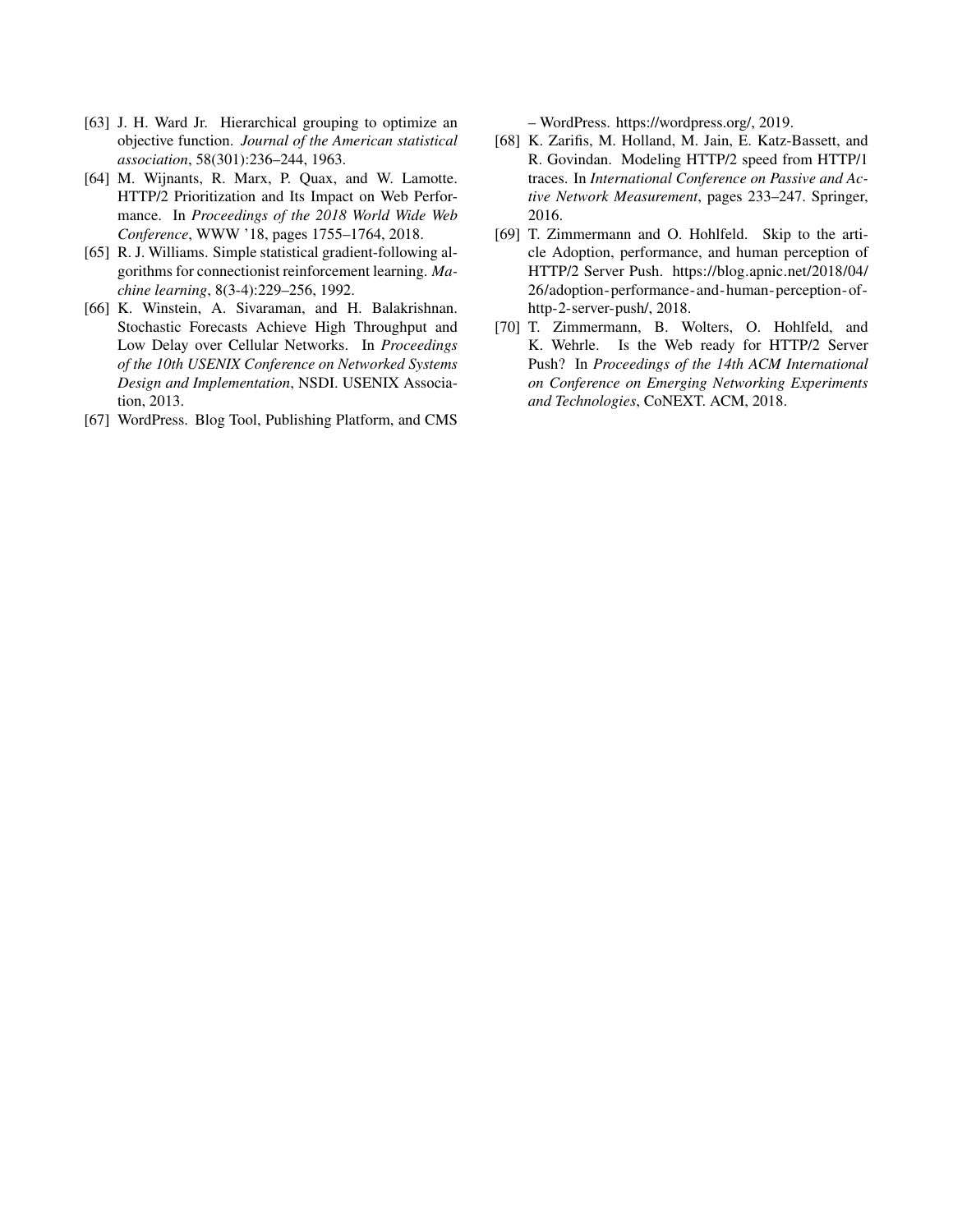[63] J. H. Ward Jr. Hierarchical grouping to optimize an objective function. *Journal of the American statistical association*, 58(301):236–244, 1963.

[64] M. Wijnants, R. Marx, P. Quax, and W. Lamotte. HTTP/2 Prioritization and Its Impact on Web Performance. In *Proceedings of the 2018 World Wide Web Conference*, WWW '18, pages 1755–1764, 2018.

[65] R. J. Williams. Simple statistical gradient-following algorithms for connectionist reinforcement learning. *Machine learning*, 8(3-4):229–256, 1992.

[66] K. Winstein, A. Sivaraman, and H. Balakrishnan. Stochastic Forecasts Achieve High Throughput and Low Delay over Cellular Networks. In *Proceedings of the 10th USENIX Conference on Networked Systems Design and Implementation*, NSDI. USENIX Association, 2013.

[67] WordPress. Blog Tool, Publishing Platform, and CMS – WordPress. https://wordpress.org/, 2019.

[68] K. Zarifis, M. Holland, M. Jain, E. Katz-Bassett, and R. Govindan. Modeling HTTP/2 speed from HTTP/1 traces. In *International Conference on Passive and Active Network Measurement*, pages 233–247. Springer, 2016.

[69] T. Zimmermann and O. Hohlfeld. Skip to the article Adoption, performance, and human perception of HTTP/2 Server Push. https://blog.apnic.net/2018/04/26/adoption-performance-and-human-perception-of-http-2-server-push/, 2018.

[70] T. Zimmermann, B. Wolters, O. Hohlfeld, and K. Wehrle. Is the Web ready for HTTP/2 Server Push? In *Proceedings of the 14th ACM International on Conference on Emerging Networking Experiments and Technologies*, CoNEXT. ACM, 2018.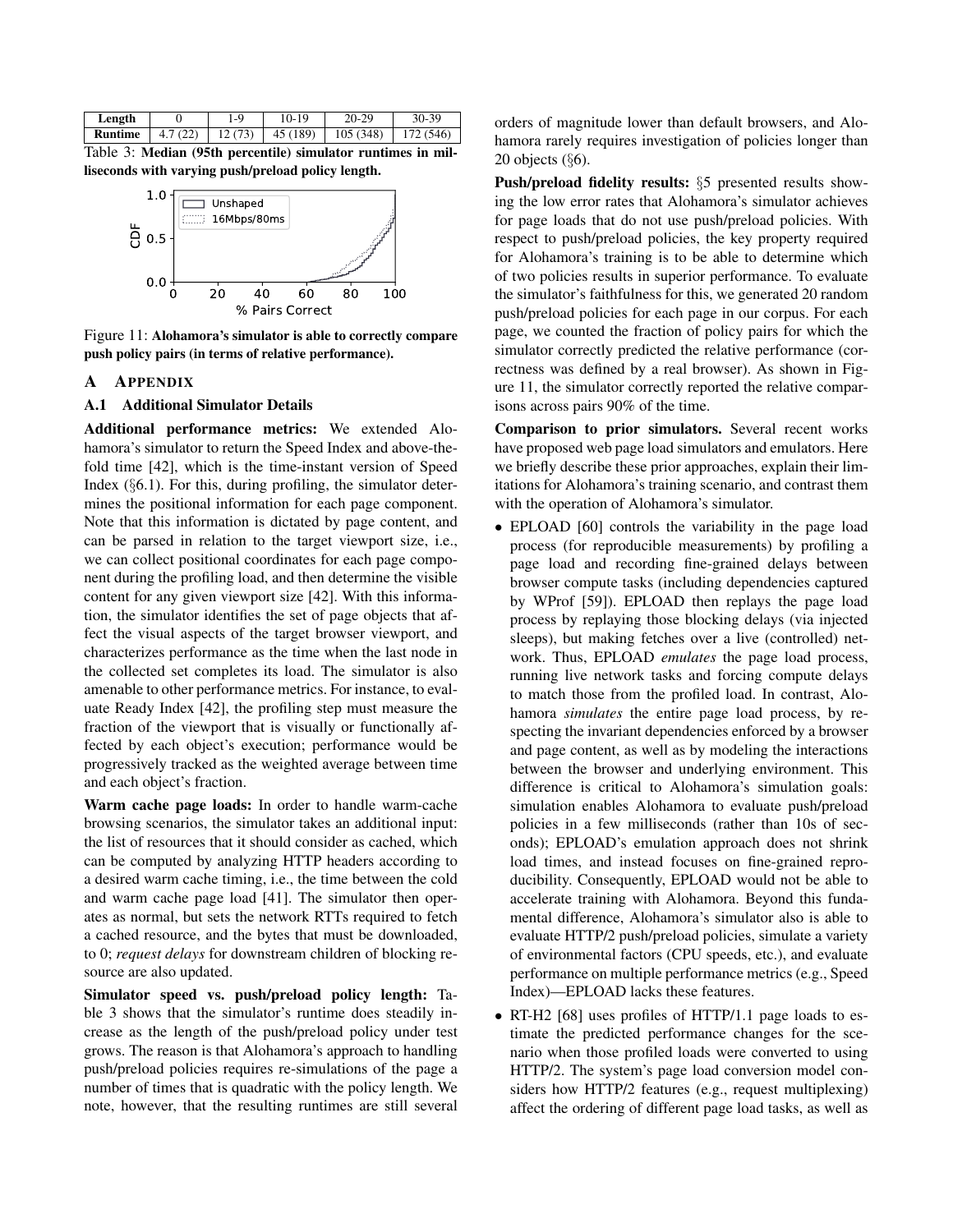| Length | 0 | 1-9 | 10-19 | 20-29 | 30-39 |
|---|---|---|---|---|---|
| Runtime | 4.7 (22) | 12 (73) | 45 (189) | 105 (348) | 172 (546) |

Table 3: **Median (95th percentile) simulator runtimes in milliseconds with varying push/preload policy length.**

Figure 11: **Alohamora's simulator is able to correctly compare push policy pairs (in terms of relative performance).**

## A APPENDIX

### A.1 Additional Simulator Details

**Additional performance metrics:** We extended Alohamora's simulator to return the Speed Index and above-the-fold time [42], which is the time-instant version of Speed Index (§6.1). For this, during profiling, the simulator determines the positional information for each page component. Note that this information is dictated by page content, and can be parsed in relation to the target viewport size, i.e., we can collect positional coordinates for each page component during the profiling load, and then determine the visible content for any given viewport size [42]. With this information, the simulator identifies the set of page objects that affect the visual aspects of the target browser viewport, and characterizes performance as the time when the last node in the collected set completes its load. The simulator is also amenable to other performance metrics. For instance, to evaluate Ready Index [42], the profiling step must measure the fraction of the viewport that is visually or functionally affected by each object's execution; performance would be progressively tracked as the weighted average between time and each object's fraction.

**Warm cache page loads:** In order to handle warm-cache browsing scenarios, the simulator takes an additional input: the list of resources that it should consider as cached, which can be computed by analyzing HTTP headers according to a desired warm cache timing, i.e., the time between the cold and warm cache page load [41]. The simulator then operates as normal, but sets the network RTTs required to fetch a cached resource, and the bytes that must be downloaded, to 0; *request delays* for downstream children of blocking resource are also updated.

**Simulator speed vs. push/preload policy length:** Table 3 shows that the simulator's runtime does steadily increase as the length of the push/preload policy under test grows. The reason is that Alohamora's approach to handling push/preload policies requires re-simulations of the page a number of times that is quadratic with the policy length. We note, however, that the resulting runtimes are still several orders of magnitude lower than default browsers, and Alohamora rarely requires investigation of policies longer than 20 objects (§6).

**Push/preload fidelity results:** §5 presented results showing the low error rates that Alohamora's simulator achieves for page loads that do not use push/preload policies. With respect to push/preload policies, the key property required for Alohamora's training is to be able to determine which of two policies results in superior performance. To evaluate the simulator's faithfulness for this, we generated 20 random push/preload policies for each page in our corpus. For each page, we counted the fraction of policy pairs for which the simulator correctly predicted the relative performance (correctness was defined by a real browser). As shown in Figure 11, the simulator correctly reported the relative comparisons across pairs 90% of the time.

**Comparison to prior simulators.** Several recent works have proposed web page load simulators and emulators. Here we briefly describe these prior approaches, explain their limitations for Alohamora's training scenario, and contrast them with the operation of Alohamora's simulator.

- EPLOAD [60] controls the variability in the page load process (for reproducible measurements) by profiling a page load and recording fine-grained delays between browser compute tasks (including dependencies captured by WProf [59]). EPLOAD then replays the page load process by replaying those blocking delays (via injected sleeps), but making fetches over a live (controlled) network. Thus, EPLOAD *emulates* the page load process, running live network tasks and forcing compute delays to match those from the profiled load. In contrast, Alohamora *simulates* the entire page load process, by respecting the invariant dependencies enforced by a browser and page content, as well as by modeling the interactions between the browser and underlying environment. This difference is critical to Alohamora's simulation goals: simulation enables Alohamora to evaluate push/preload policies in a few milliseconds (rather than 10s of seconds); EPLOAD's emulation approach does not shrink load times, and instead focuses on fine-grained reproducibility. Consequently, EPLOAD would not be able to accelerate training with Alohamora. Beyond this fundamental difference, Alohamora's simulator also is able to evaluate HTTP/2 push/preload policies, simulate a variety of environmental factors (CPU speeds, etc.), and evaluate performance on multiple performance metrics (e.g., Speed Index)—EPLOAD lacks these features.
- RT-H2 [68] uses profiles of HTTP/1.1 page loads to estimate the predicted performance changes for the scenario when those profiled loads were converted to using HTTP/2. The system's page load conversion model considers how HTTP/2 features (e.g., request multiplexing) affect the ordering of different page load tasks, as well as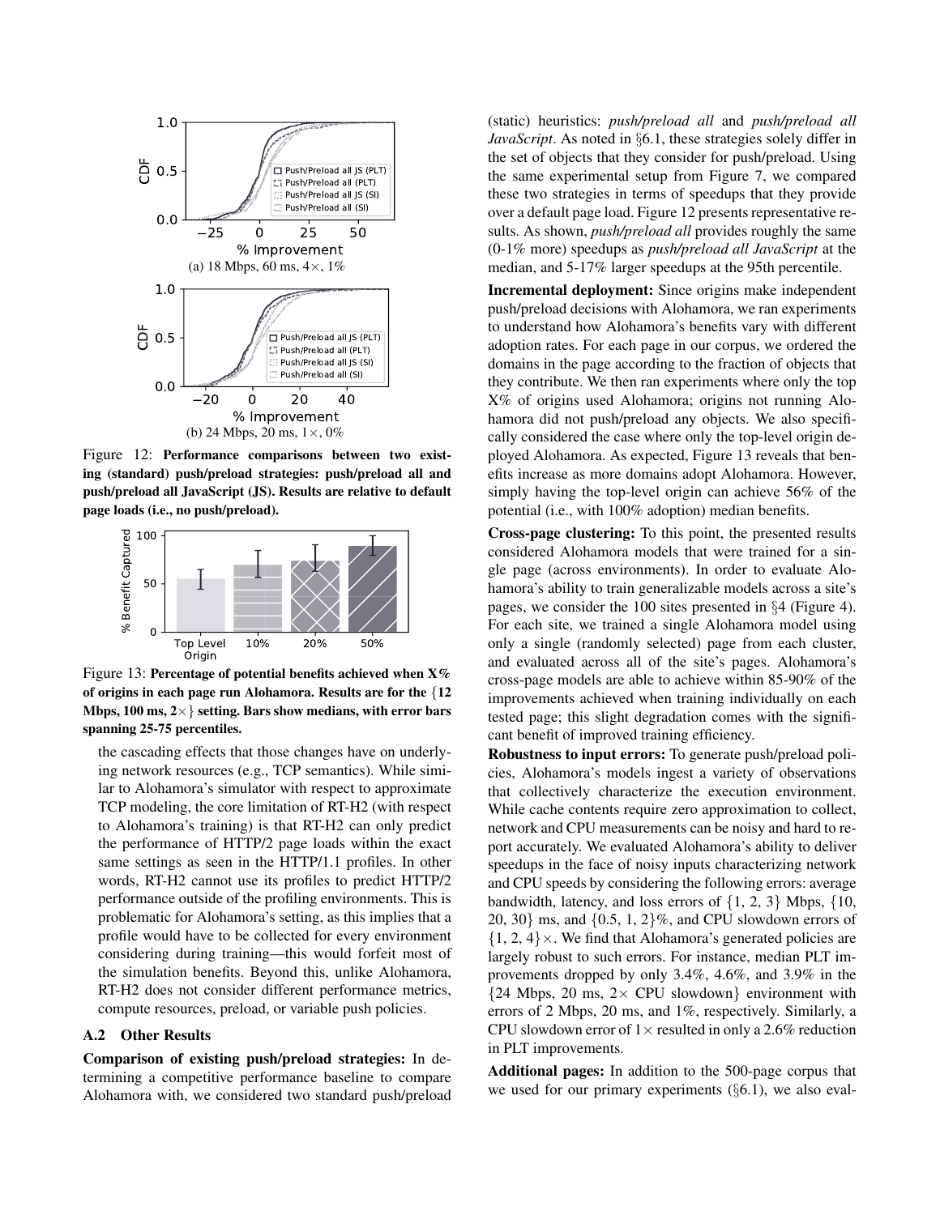(a) 18 Mbps, 60 ms, 4×, 1%

(b) 24 Mbps, 20 ms, 1×, 0%

Figure 12: **Performance comparisons between two existing (standard) push/preload strategies: push/preload all and push/preload all JavaScript (JS). Results are relative to default page loads (i.e., no push/preload).**

Figure 13: **Percentage of potential benefits achieved when X% of origins in each page run Alohamora. Results are for the {12 Mbps, 100 ms, 2×} setting. Bars show medians, with error bars spanning 25-75 percentiles.**

the cascading effects that those changes have on underlying network resources (e.g., TCP semantics). While similar to Alohamora's simulator with respect to approximate TCP modeling, the core limitation of RT-H2 (with respect to Alohamora's training) is that RT-H2 can only predict the performance of HTTP/2 page loads within the exact same settings as seen in the HTTP/1.1 profiles. In other words, RT-H2 cannot use its profiles to predict HTTP/2 performance outside of the profiling environments. This is problematic for Alohamora's setting, as this implies that a profile would have to be collected for every environment considering during training—this would forfeit most of the simulation benefits. Beyond this, unlike Alohamora, RT-H2 does not consider different performance metrics, compute resources, preload, or variable push policies.

### A.2 Other Results

**Comparison of existing push/preload strategies:** In determining a competitive performance baseline to compare Alohamora with, we considered two standard push/preload (static) heuristics: *push/preload all* and *push/preload all JavaScript*. As noted in §6.1, these strategies solely differ in the set of objects that they consider for push/preload. Using the same experimental setup from Figure 7, we compared these two strategies in terms of speedups that they provide over a default page load. Figure 12 presents representative results. As shown, *push/preload all* provides roughly the same (0-1% more) speedups as *push/preload all JavaScript* at the median, and 5-17% larger speedups at the 95th percentile.

**Incremental deployment:** Since origins make independent push/preload decisions with Alohamora, we ran experiments to understand how Alohamora's benefits vary with different adoption rates. For each page in our corpus, we ordered the domains in the page according to the fraction of objects that they contribute. We then ran experiments where only the top X% of origins used Alohamora; origins not running Alohamora did not push/preload any objects. We also specifically considered the case where only the top-level origin deployed Alohamora. As expected, Figure 13 reveals that benefits increase as more domains adopt Alohamora. However, simply having the top-level origin can achieve 56% of the potential (i.e., with 100% adoption) median benefits.

**Cross-page clustering:** To this point, the presented results considered Alohamora models that were trained for a single page (across environments). In order to evaluate Alohamora's ability to train generalizable models across a site's pages, we consider the 100 sites presented in §4 (Figure 4). For each site, we trained a single Alohamora model using only a single (randomly selected) page from each cluster, and evaluated across all of the site's pages. Alohamora's cross-page models are able to achieve within 85-90% of the improvements achieved when training individually on each tested page; this slight degradation comes with the significant benefit of improved training efficiency.

**Robustness to input errors:** To generate push/preload policies, Alohamora's models ingest a variety of observations that collectively characterize the execution environment. While cache contents require zero approximation to collect, network and CPU measurements can be noisy and hard to report accurately. We evaluated Alohamora's ability to deliver speedups in the face of noisy inputs characterizing network and CPU speeds by considering the following errors: average bandwidth, latency, and loss errors of {1, 2, 3} Mbps, {10, 20, 30} ms, and {0.5, 1, 2}%, and CPU slowdown errors of {1, 2, 4}×. We find that Alohamora's generated policies are largely robust to such errors. For instance, median PLT improvements dropped by only 3.4%, 4.6%, and 3.9% in the {24 Mbps, 20 ms, 2× CPU slowdown} environment with errors of 2 Mbps, 20 ms, and 1%, respectively. Similarly, a CPU slowdown error of 1× resulted in only a 2.6% reduction in PLT improvements.

**Additional pages:** In addition to the 500-page corpus that we used for our primary experiments (§6.1), we also eval-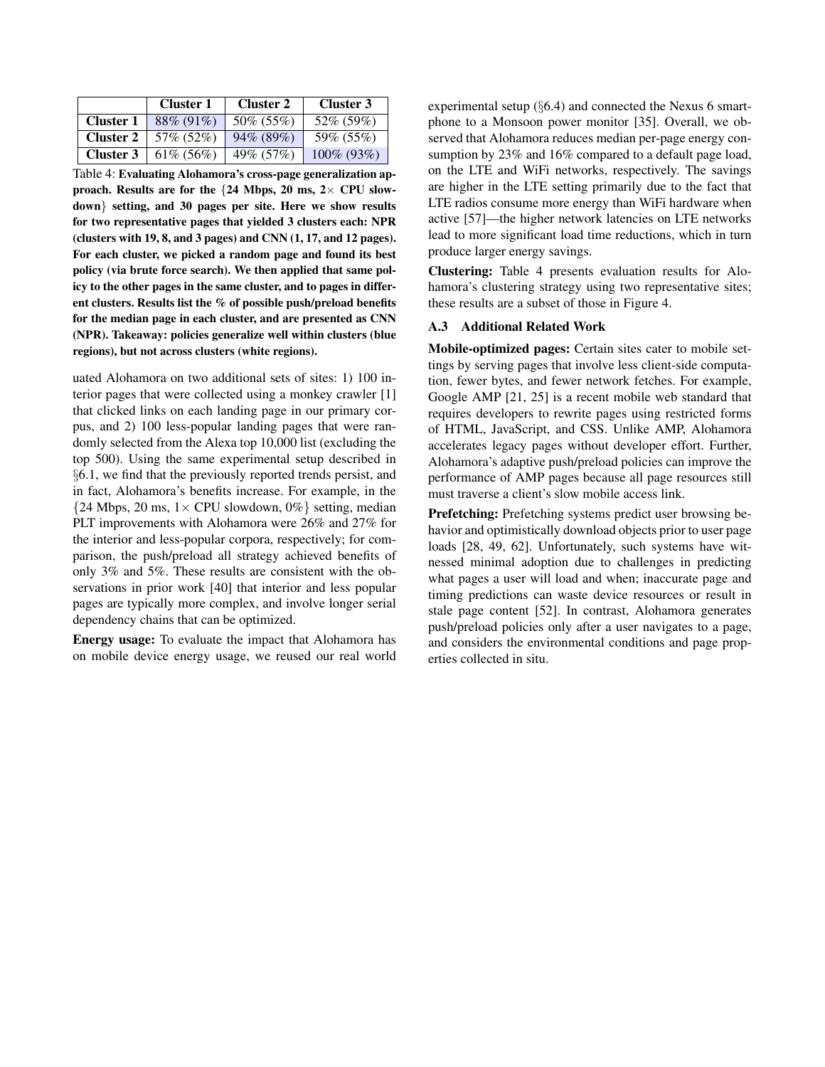| | Cluster 1 | Cluster 2 | Cluster 3 |
|---|---|---|---|
| **Cluster 1** | 88% (91%) | 50% (55%) | 52% (59%) |
| **Cluster 2** | 57% (52%) | 94% (89%) | 59% (55%) |
| **Cluster 3** | 61% (56%) | 49% (57%) | 100% (93%) |

Table 4: **Evaluating Alohamora's cross-page generalization approach. Results are for the {24 Mbps, 20 ms, 2× CPU slowdown} setting, and 30 pages per site. Here we show results for two representative pages that yielded 3 clusters each: NPR (clusters with 19, 8, and 3 pages) and CNN (1, 17, and 12 pages). For each cluster, we picked a random page and found its best policy (via brute force search). We then applied that same policy to the other pages in the same cluster, and to pages in different clusters. Results list the % of possible push/preload benefits for the median page in each cluster, and are presented as CNN (NPR). Takeaway: policies generalize well within clusters (blue regions), but not across clusters (white regions).**

uated Alohamora on two additional sets of sites: 1) 100 interior pages that were collected using a monkey crawler [1] that clicked links on each landing page in our primary corpus, and 2) 100 less-popular landing pages that were randomly selected from the Alexa top 10,000 list (excluding the top 500). Using the same experimental setup described in §6.1, we find that the previously reported trends persist, and in fact, Alohamora's benefits increase. For example, in the {24 Mbps, 20 ms, 1× CPU slowdown, 0%} setting, median PLT improvements with Alohamora were 26% and 27% for the interior and less-popular corpora, respectively; for comparison, the push/preload all strategy achieved benefits of only 3% and 5%. These results are consistent with the observations in prior work [40] that interior and less popular pages are typically more complex, and involve longer serial dependency chains that can be optimized.

**Energy usage:** To evaluate the impact that Alohamora has on mobile device energy usage, we reused our real world experimental setup (§6.4) and connected the Nexus 6 smartphone to a Monsoon power monitor [35]. Overall, we observed that Alohamora reduces median per-page energy consumption by 23% and 16% compared to a default page load, on the LTE and WiFi networks, respectively. The savings are higher in the LTE setting primarily due to the fact that LTE radios consume more energy than WiFi hardware when active [57]—the higher network latencies on LTE networks lead to more significant load time reductions, which in turn produce larger energy savings.

**Clustering:** Table 4 presents evaluation results for Alohamora's clustering strategy using two representative sites; these results are a subset of those in Figure 4.

### A.3 Additional Related Work

**Mobile-optimized pages:** Certain sites cater to mobile settings by serving pages that involve less client-side computation, fewer bytes, and fewer network fetches. For example, Google AMP [21, 25] is a recent mobile web standard that requires developers to rewrite pages using restricted forms of HTML, JavaScript, and CSS. Unlike AMP, Alohamora accelerates legacy pages without developer effort. Further, Alohamora's adaptive push/preload policies can improve the performance of AMP pages because all page resources still must traverse a client's slow mobile access link.

**Prefetching:** Prefetching systems predict user browsing behavior and optimistically download objects prior to user page loads [28, 49, 62]. Unfortunately, such systems have witnessed minimal adoption due to challenges in predicting what pages a user will load and when; inaccurate page and timing predictions can waste device resources or result in stale page content [52]. In contrast, Alohamora generates push/preload policies only after a user navigates to a page, and considers the environmental conditions and page properties collected in situ.